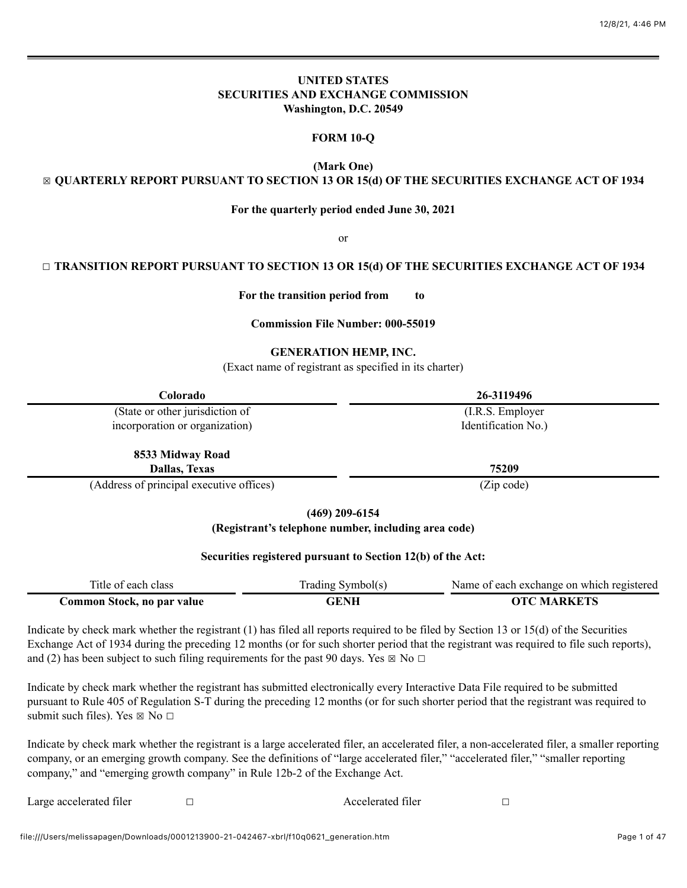**UNITED STATES**
**SECURITIES AND EXCHANGE COMMISSION**
**Washington, D.C. 20549**

**FORM 10-Q**

**(Mark One)**
**☒ QUARTERLY REPORT PURSUANT TO SECTION 13 OR 15(d) OF THE SECURITIES EXCHANGE ACT OF 1934**

**For the quarterly period ended June 30, 2021**

or

**☐ TRANSITION REPORT PURSUANT TO SECTION 13 OR 15(d) OF THE SECURITIES EXCHANGE ACT OF 1934**

**For the transition period from to**

**Commission File Number: 000-55019**

**GENERATION HEMP, INC.**
(Exact name of registrant as specified in its charter)

| **Colorado** | **26-3119496** |
|---|---|
| (State or other jurisdiction of incorporation or organization) | (I.R.S. Employer Identification No.) |
| **8533 Midway Road Dallas, Texas** | **75209** |
| (Address of principal executive offices) | (Zip code) |

**(469) 209-6154**
**(Registrant's telephone number, including area code)**

**Securities registered pursuant to Section 12(b) of the Act:**

| Title of each class | Trading Symbol(s) | Name of each exchange on which registered |
|---|---|---|
| **Common Stock, no par value** | **GENH** | **OTC MARKETS** |

Indicate by check mark whether the registrant (1) has filed all reports required to be filed by Section 13 or 15(d) of the Securities Exchange Act of 1934 during the preceding 12 months (or for such shorter period that the registrant was required to file such reports), and (2) has been subject to such filing requirements for the past 90 days. Yes ☒ No ☐

Indicate by check mark whether the registrant has submitted electronically every Interactive Data File required to be submitted pursuant to Rule 405 of Regulation S-T during the preceding 12 months (or for such shorter period that the registrant was required to submit such files). Yes ☒ No ☐

Indicate by check mark whether the registrant is a large accelerated filer, an accelerated filer, a non-accelerated filer, a smaller reporting company, or an emerging growth company. See the definitions of "large accelerated filer," "accelerated filer," "smaller reporting company," and "emerging growth company" in Rule 12b-2 of the Exchange Act.

| | | | |
|---|---|---|---|
| Large accelerated filer | ☐ | Accelerated filer | ☐ |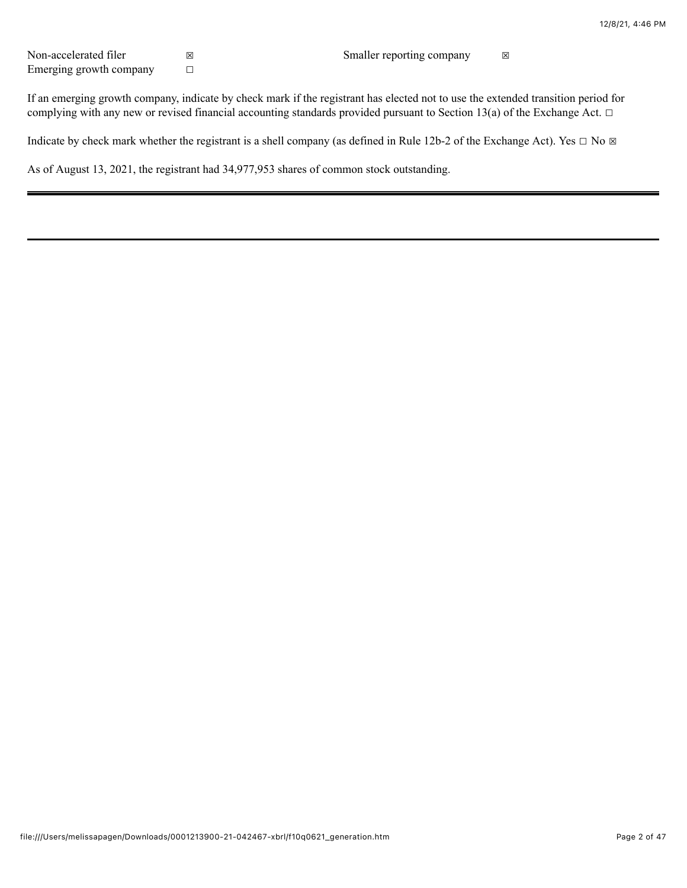| | | | |
|---|---|---|---|
| Non-accelerated filer | ☒ | Smaller reporting company | ☒ |
| Emerging growth company | ☐ | | |

If an emerging growth company, indicate by check mark if the registrant has elected not to use the extended transition period for complying with any new or revised financial accounting standards provided pursuant to Section 13(a) of the Exchange Act. ☐

Indicate by check mark whether the registrant is a shell company (as defined in Rule 12b-2 of the Exchange Act). Yes ☐ No ☒

As of August 13, 2021, the registrant had 34,977,953 shares of common stock outstanding.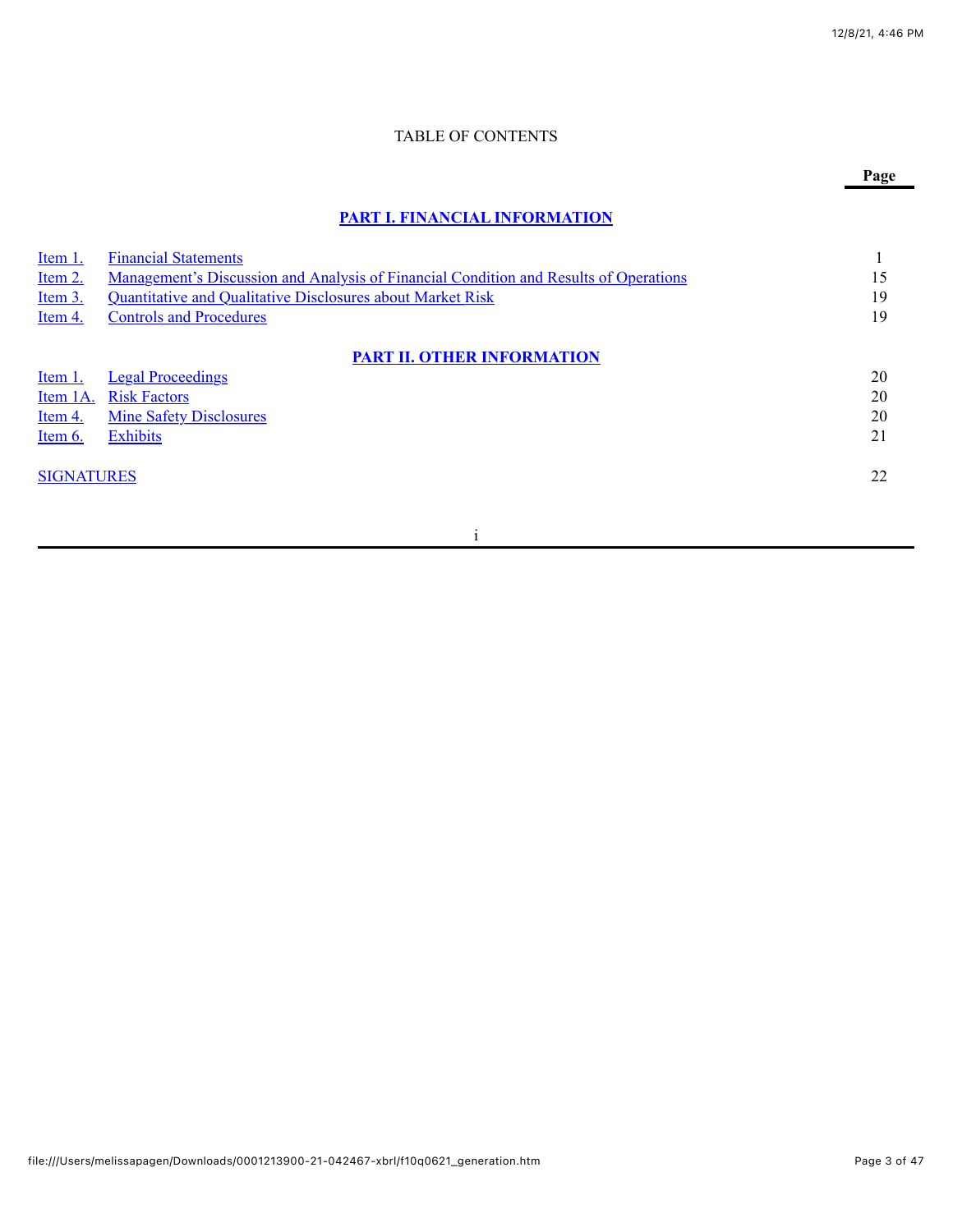TABLE OF CONTENTS

| | | Page |
|---|---|---|
| | **PART I. FINANCIAL INFORMATION** | |
| Item 1. | Financial Statements | 1 |
| Item 2. | Management's Discussion and Analysis of Financial Condition and Results of Operations | 15 |
| Item 3. | Quantitative and Qualitative Disclosures about Market Risk | 19 |
| Item 4. | Controls and Procedures | 19 |
| | **PART II. OTHER INFORMATION** | |
| Item 1. | Legal Proceedings | 20 |
| Item 1A. | Risk Factors | 20 |
| Item 4. | Mine Safety Disclosures | 20 |
| Item 6. | Exhibits | 21 |
| SIGNATURES | | 22 |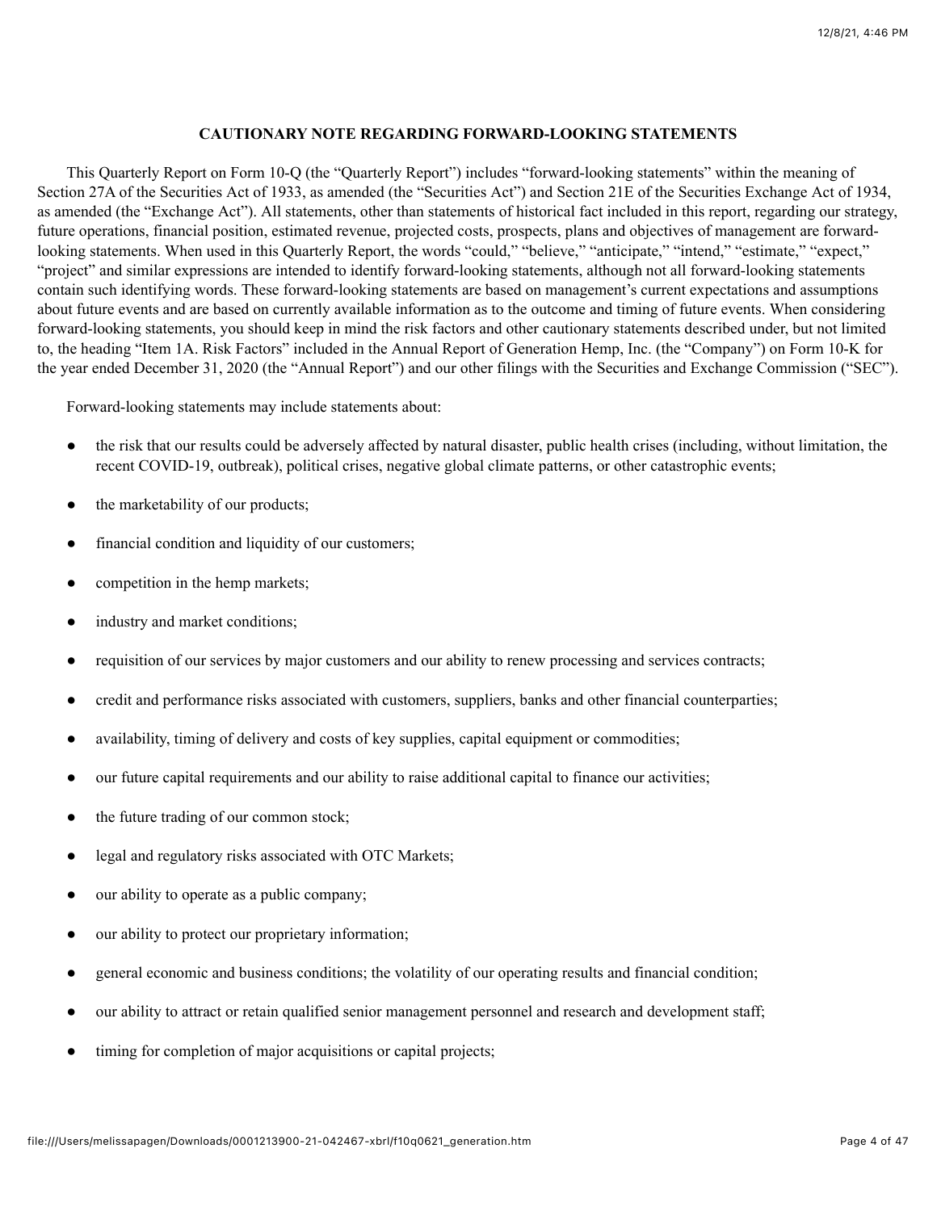## CAUTIONARY NOTE REGARDING FORWARD-LOOKING STATEMENTS

This Quarterly Report on Form 10-Q (the "Quarterly Report") includes "forward-looking statements" within the meaning of Section 27A of the Securities Act of 1933, as amended (the "Securities Act") and Section 21E of the Securities Exchange Act of 1934, as amended (the "Exchange Act"). All statements, other than statements of historical fact included in this report, regarding our strategy, future operations, financial position, estimated revenue, projected costs, prospects, plans and objectives of management are forward-looking statements. When used in this Quarterly Report, the words "could," "believe," "anticipate," "intend," "estimate," "expect," "project" and similar expressions are intended to identify forward-looking statements, although not all forward-looking statements contain such identifying words. These forward-looking statements are based on management's current expectations and assumptions about future events and are based on currently available information as to the outcome and timing of future events. When considering forward-looking statements, you should keep in mind the risk factors and other cautionary statements described under, but not limited to, the heading "Item 1A. Risk Factors" included in the Annual Report of Generation Hemp, Inc. (the "Company") on Form 10-K for the year ended December 31, 2020 (the "Annual Report") and our other filings with the Securities and Exchange Commission ("SEC").

Forward-looking statements may include statements about:

- the risk that our results could be adversely affected by natural disaster, public health crises (including, without limitation, the recent COVID-19, outbreak), political crises, negative global climate patterns, or other catastrophic events;
- the marketability of our products;
- financial condition and liquidity of our customers;
- competition in the hemp markets;
- industry and market conditions;
- requisition of our services by major customers and our ability to renew processing and services contracts;
- credit and performance risks associated with customers, suppliers, banks and other financial counterparties;
- availability, timing of delivery and costs of key supplies, capital equipment or commodities;
- our future capital requirements and our ability to raise additional capital to finance our activities;
- the future trading of our common stock;
- legal and regulatory risks associated with OTC Markets;
- our ability to operate as a public company;
- our ability to protect our proprietary information;
- general economic and business conditions; the volatility of our operating results and financial condition;
- our ability to attract or retain qualified senior management personnel and research and development staff;
- timing for completion of major acquisitions or capital projects;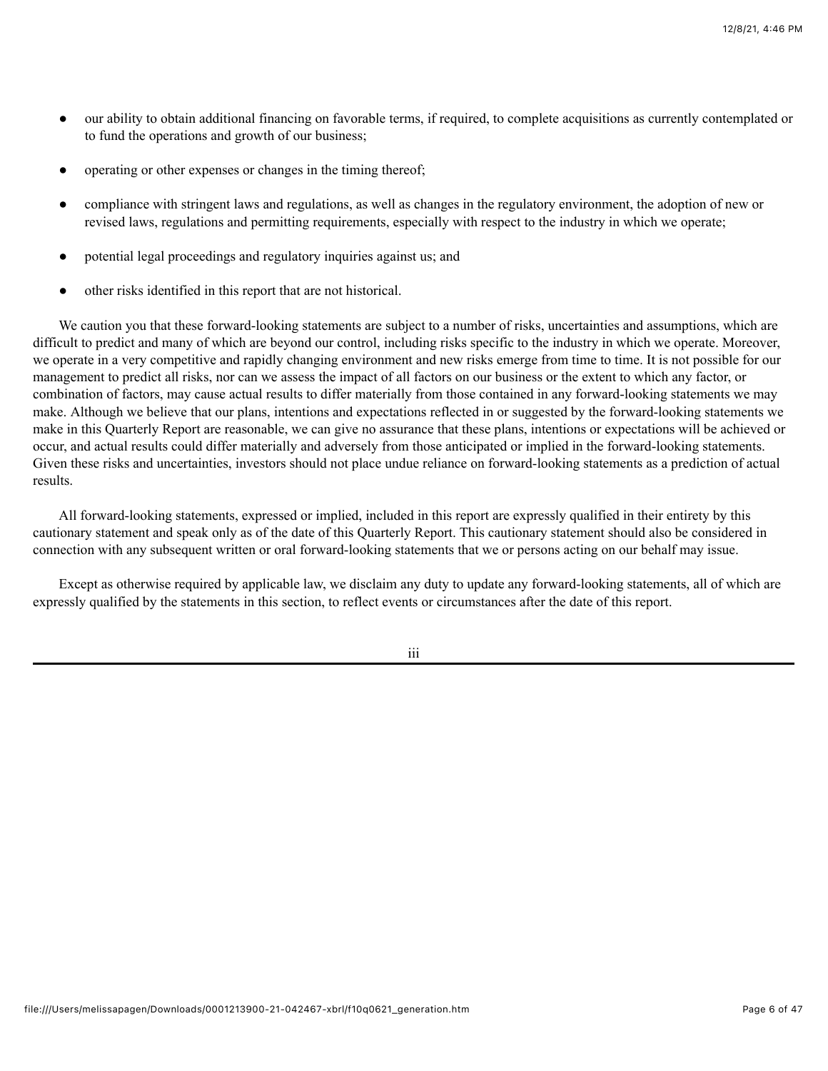- our ability to obtain additional financing on favorable terms, if required, to complete acquisitions as currently contemplated or to fund the operations and growth of our business;
- operating or other expenses or changes in the timing thereof;
- compliance with stringent laws and regulations, as well as changes in the regulatory environment, the adoption of new or revised laws, regulations and permitting requirements, especially with respect to the industry in which we operate;
- potential legal proceedings and regulatory inquiries against us; and
- other risks identified in this report that are not historical.

We caution you that these forward-looking statements are subject to a number of risks, uncertainties and assumptions, which are difficult to predict and many of which are beyond our control, including risks specific to the industry in which we operate. Moreover, we operate in a very competitive and rapidly changing environment and new risks emerge from time to time. It is not possible for our management to predict all risks, nor can we assess the impact of all factors on our business or the extent to which any factor, or combination of factors, may cause actual results to differ materially from those contained in any forward-looking statements we may make. Although we believe that our plans, intentions and expectations reflected in or suggested by the forward-looking statements we make in this Quarterly Report are reasonable, we can give no assurance that these plans, intentions or expectations will be achieved or occur, and actual results could differ materially and adversely from those anticipated or implied in the forward-looking statements. Given these risks and uncertainties, investors should not place undue reliance on forward-looking statements as a prediction of actual results.

All forward-looking statements, expressed or implied, included in this report are expressly qualified in their entirety by this cautionary statement and speak only as of the date of this Quarterly Report. This cautionary statement should also be considered in connection with any subsequent written or oral forward-looking statements that we or persons acting on our behalf may issue.

Except as otherwise required by applicable law, we disclaim any duty to update any forward-looking statements, all of which are expressly qualified by the statements in this section, to reflect events or circumstances after the date of this report.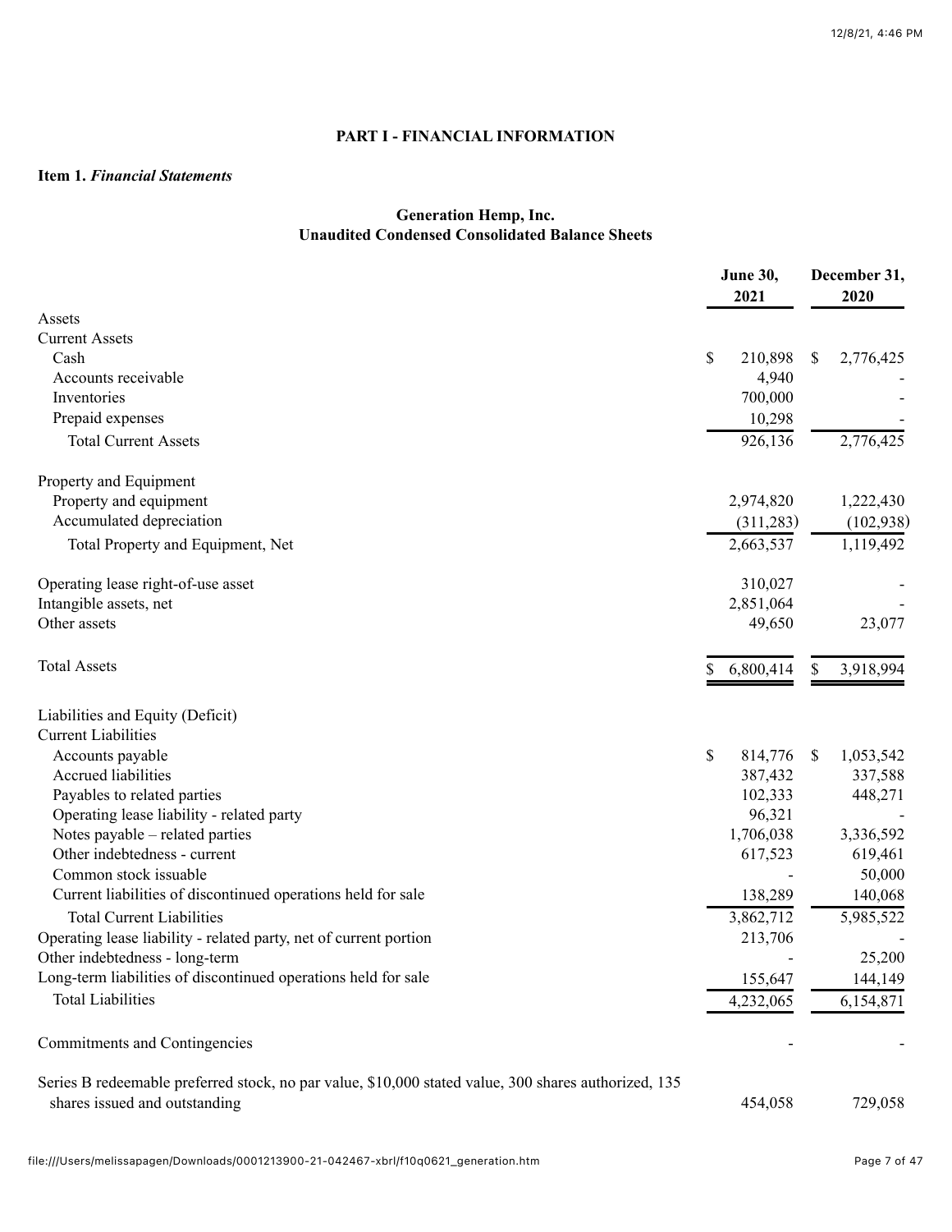## PART I - FINANCIAL INFORMATION

**Item 1.** ***Financial Statements***

**Generation Hemp, Inc.**
**Unaudited Condensed Consolidated Balance Sheets**

| | June 30, 2021 | December 31, 2020 |
|---|---|---|
| Assets | | |
| Current Assets | | |
| Cash | $ 210,898 | $ 2,776,425 |
| Accounts receivable | 4,940 | - |
| Inventories | 700,000 | - |
| Prepaid expenses | 10,298 | - |
| Total Current Assets | 926,136 | 2,776,425 |
| | | |
| Property and Equipment | | |
| Property and equipment | 2,974,820 | 1,222,430 |
| Accumulated depreciation | (311,283) | (102,938) |
| Total Property and Equipment, Net | 2,663,537 | 1,119,492 |
| | | |
| Operating lease right-of-use asset | 310,027 | - |
| Intangible assets, net | 2,851,064 | - |
| Other assets | 49,650 | 23,077 |
| | | |
| Total Assets | $ 6,800,414 | $ 3,918,994 |
| | | |
| Liabilities and Equity (Deficit) | | |
| Current Liabilities | | |
| Accounts payable | $ 814,776 | $ 1,053,542 |
| Accrued liabilities | 387,432 | 337,588 |
| Payables to related parties | 102,333 | 448,271 |
| Operating lease liability - related party | 96,321 | - |
| Notes payable – related parties | 1,706,038 | 3,336,592 |
| Other indebtedness - current | 617,523 | 619,461 |
| Common stock issuable | - | 50,000 |
| Current liabilities of discontinued operations held for sale | 138,289 | 140,068 |
| Total Current Liabilities | 3,862,712 | 5,985,522 |
| Operating lease liability - related party, net of current portion | 213,706 | - |
| Other indebtedness - long-term | - | 25,200 |
| Long-term liabilities of discontinued operations held for sale | 155,647 | 144,149 |
| Total Liabilities | 4,232,065 | 6,154,871 |
| | | |
| Commitments and Contingencies | - | - |
| | | |
| Series B redeemable preferred stock, no par value, $10,000 stated value, 300 shares authorized, 135 shares issued and outstanding | 454,058 | 729,058 |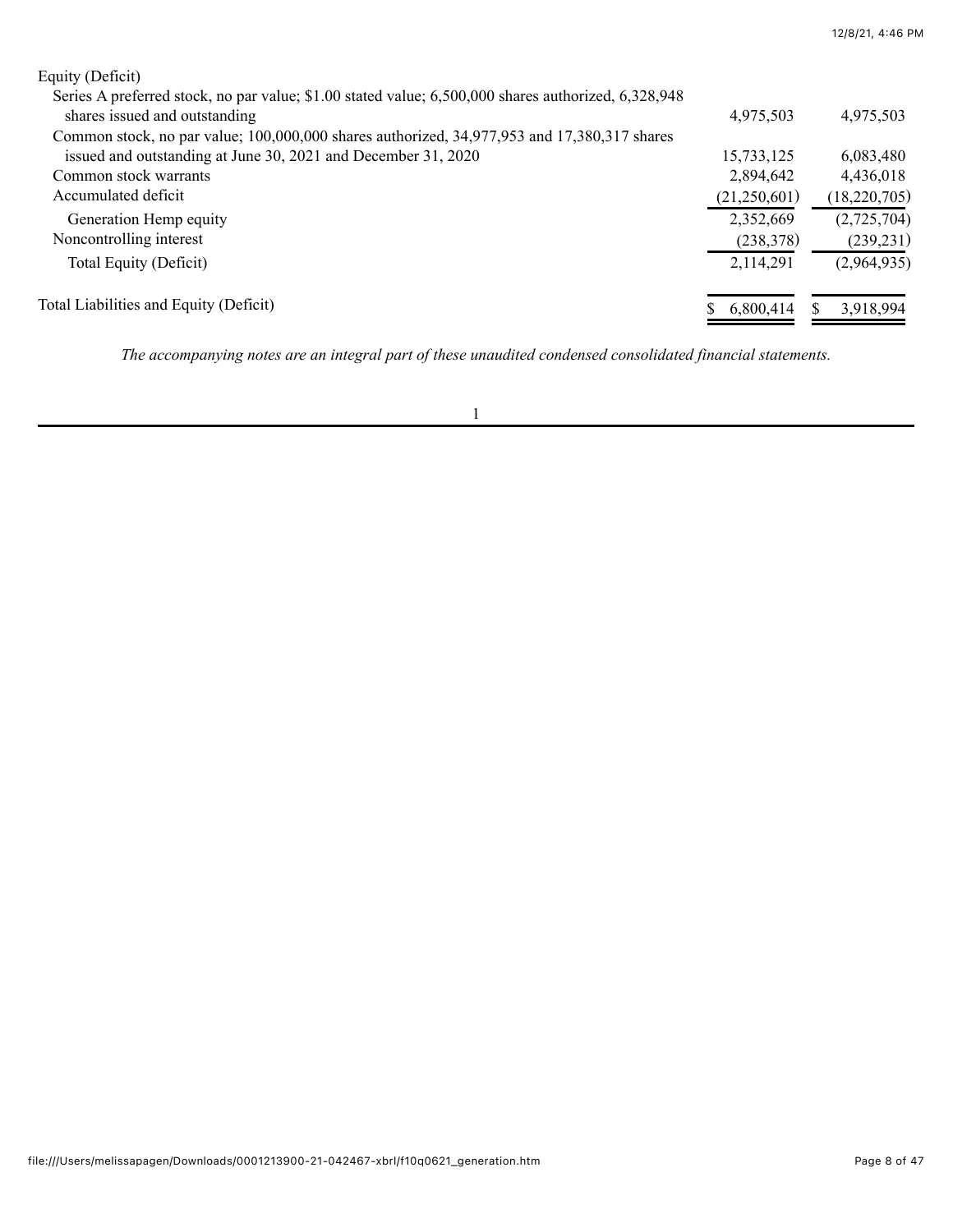| | | |
|---|---|---|
| Equity (Deficit) | | |
| Series A preferred stock, no par value; $1.00 stated value; 6,500,000 shares authorized, 6,328,948 shares issued and outstanding | 4,975,503 | 4,975,503 |
| Common stock, no par value; 100,000,000 shares authorized, 34,977,953 and 17,380,317 shares issued and outstanding at June 30, 2021 and December 31, 2020 | 15,733,125 | 6,083,480 |
| Common stock warrants | 2,894,642 | 4,436,018 |
| Accumulated deficit | (21,250,601) | (18,220,705) |
| Generation Hemp equity | 2,352,669 | (2,725,704) |
| Noncontrolling interest | (238,378) | (239,231) |
| Total Equity (Deficit) | 2,114,291 | (2,964,935) |
| | | |
| Total Liabilities and Equity (Deficit) | $ 6,800,414 | $ 3,918,994 |

*The accompanying notes are an integral part of these unaudited condensed consolidated financial statements.*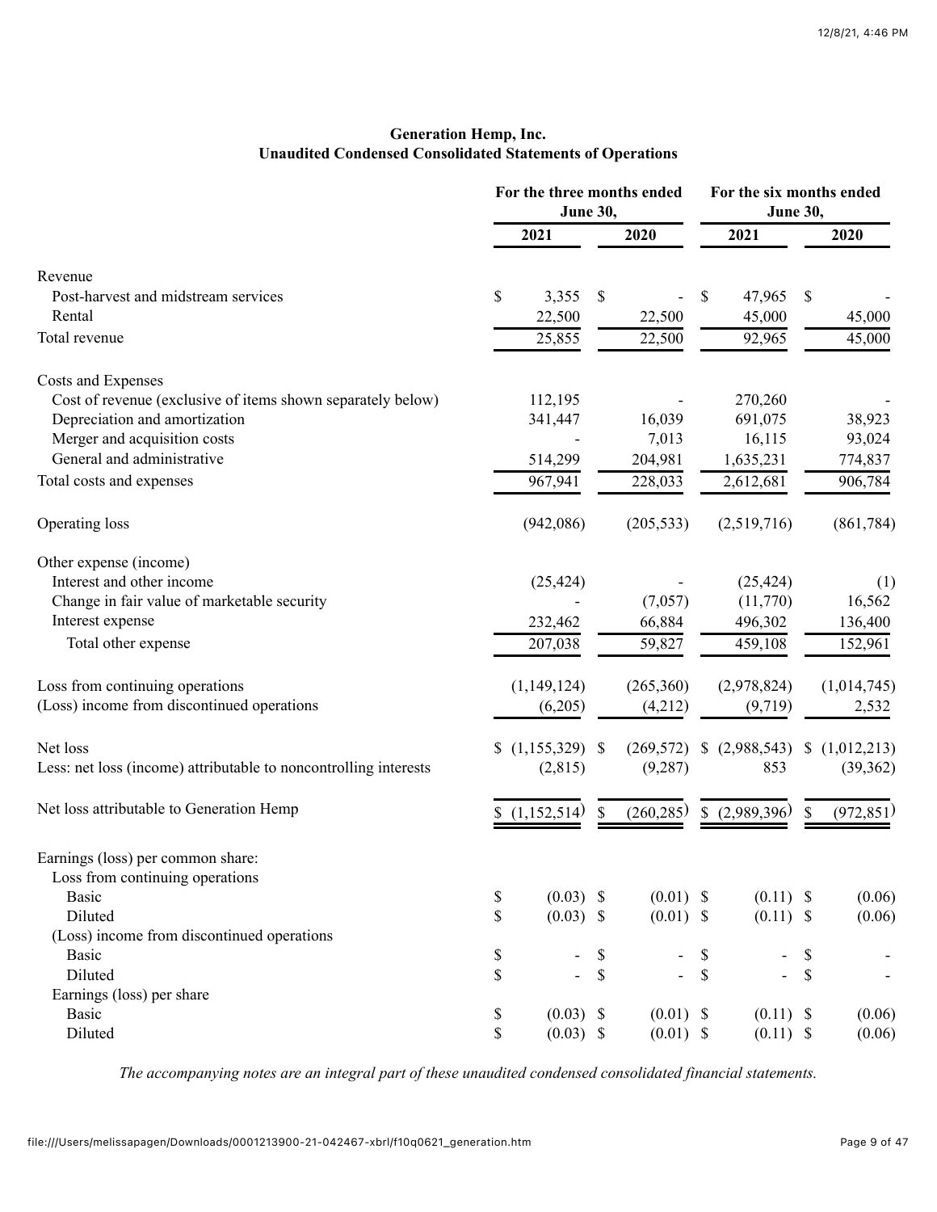# Generation Hemp, Inc.
## Unaudited Condensed Consolidated Statements of Operations

| | For the three months ended June 30, | | For the six months ended June 30, | |
|---|---|---|---|---|
| | 2021 | 2020 | 2021 | 2020 |
| Revenue | | | | |
| Post-harvest and midstream services | $ 3,355 | $ - | $ 47,965 | $ - |
| Rental | 22,500 | 22,500 | 45,000 | 45,000 |
| Total revenue | 25,855 | 22,500 | 92,965 | 45,000 |
| Costs and Expenses | | | | |
| Cost of revenue (exclusive of items shown separately below) | 112,195 | - | 270,260 | - |
| Depreciation and amortization | 341,447 | 16,039 | 691,075 | 38,923 |
| Merger and acquisition costs | - | 7,013 | 16,115 | 93,024 |
| General and administrative | 514,299 | 204,981 | 1,635,231 | 774,837 |
| Total costs and expenses | 967,941 | 228,033 | 2,612,681 | 906,784 |
| Operating loss | (942,086) | (205,533) | (2,519,716) | (861,784) |
| Other expense (income) | | | | |
| Interest and other income | (25,424) | - | (25,424) | (1) |
| Change in fair value of marketable security | - | (7,057) | (11,770) | 16,562 |
| Interest expense | 232,462 | 66,884 | 496,302 | 136,400 |
| Total other expense | 207,038 | 59,827 | 459,108 | 152,961 |
| Loss from continuing operations | (1,149,124) | (265,360) | (2,978,824) | (1,014,745) |
| (Loss) income from discontinued operations | (6,205) | (4,212) | (9,719) | 2,532 |
| Net loss | $ (1,155,329) | $ (269,572) | $ (2,988,543) | $ (1,012,213) |
| Less: net loss (income) attributable to noncontrolling interests | (2,815) | (9,287) | 853 | (39,362) |
| Net loss attributable to Generation Hemp | $ (1,152,514) | $ (260,285) | $ (2,989,396) | $ (972,851) |
| Earnings (loss) per common share: | | | | |
| Loss from continuing operations | | | | |
| Basic | $ (0.03) | $ (0.01) | $ (0.11) | $ (0.06) |
| Diluted | $ (0.03) | $ (0.01) | $ (0.11) | $ (0.06) |
| (Loss) income from discontinued operations | | | | |
| Basic | $ - | $ - | $ - | $ - |
| Diluted | $ - | $ - | $ - | $ - |
| Earnings (loss) per share | | | | |
| Basic | $ (0.03) | $ (0.01) | $ (0.11) | $ (0.06) |
| Diluted | $ (0.03) | $ (0.01) | $ (0.11) | $ (0.06) |

*The accompanying notes are an integral part of these unaudited condensed consolidated financial statements.*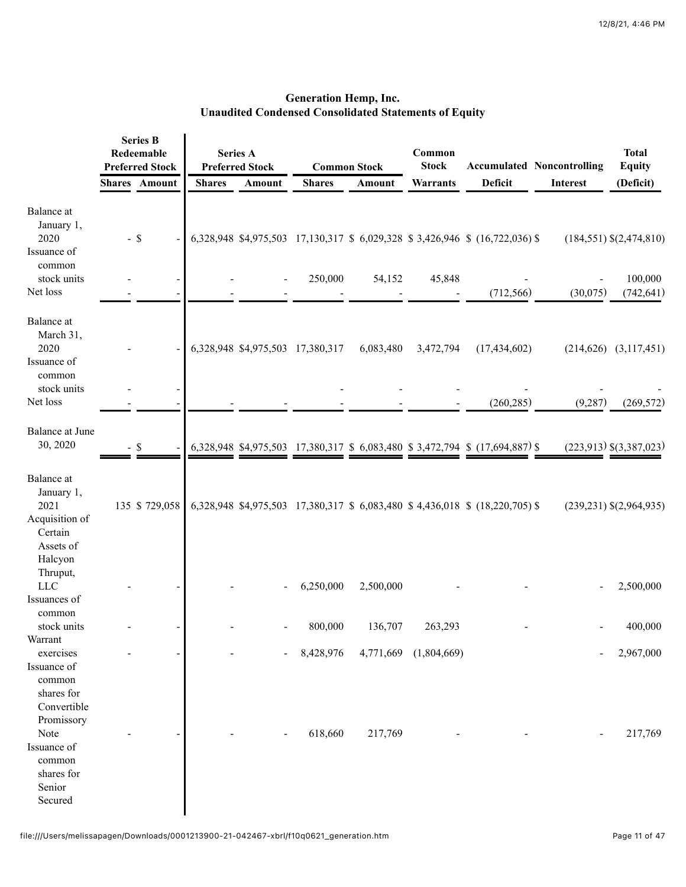## Generation Hemp, Inc.
## Unaudited Condensed Consolidated Statements of Equity

| | Series B Redeemable Preferred Stock | | Series A Preferred Stock | | Common Stock | | Common Stock | Accumulated | Noncontrolling | Total Equity |
|---|---|---|---|---|---|---|---|---|---|---|
| | Shares | Amount | Shares | Amount | Shares | Amount | Warrants | Deficit | Interest | (Deficit) |
| Balance at January 1, 2020 | - | $ - | 6,328,948 | $4,975,503 | 17,130,317 | $ 6,029,328 | $ 3,426,946 | $ (16,722,036) | $ (184,551) | $(2,474,810) |
| Issuance of common stock units | - | - | - | - | 250,000 | 54,152 | 45,848 | - | - | 100,000 |
| Net loss | - | - | - | - | - | - | - | (712,566) | (30,075) | (742,641) |
| Balance at March 31, 2020 | - | - | 6,328,948 | $4,975,503 | 17,380,317 | 6,083,480 | 3,472,794 | (17,434,602) | (214,626) | (3,117,451) |
| Issuance of common stock units | - | - | | | - | - | - | - | - | - |
| Net loss | - | - | - | - | - | - | - | (260,285) | (9,287) | (269,572) |
| Balance at June 30, 2020 | - | $ - | 6,328,948 | $4,975,503 | 17,380,317 | $ 6,083,480 | $ 3,472,794 | $ (17,694,887) | $ (223,913) | $(3,387,023) |
| Balance at January 1, 2021 | 135 | $ 729,058 | 6,328,948 | $4,975,503 | 17,380,317 | $ 6,083,480 | $ 4,436,018 | $ (18,220,705) | $ (239,231) | $(2,964,935) |
| Acquisition of Certain Assets of Halcyon Thruput, LLC | - | - | - | - | 6,250,000 | 2,500,000 | - | - | - | 2,500,000 |
| Issuances of common stock units | - | - | - | - | 800,000 | 136,707 | 263,293 | - | - | 400,000 |
| Warrant exercises | - | - | - | - | 8,428,976 | 4,771,669 | (1,804,669) | | - | 2,967,000 |
| Issuance of common shares for Convertible Promissory Note | - | - | - | - | 618,660 | 217,769 | - | - | - | 217,769 |
| Issuance of common shares for Senior Secured | | | | | | | | | | |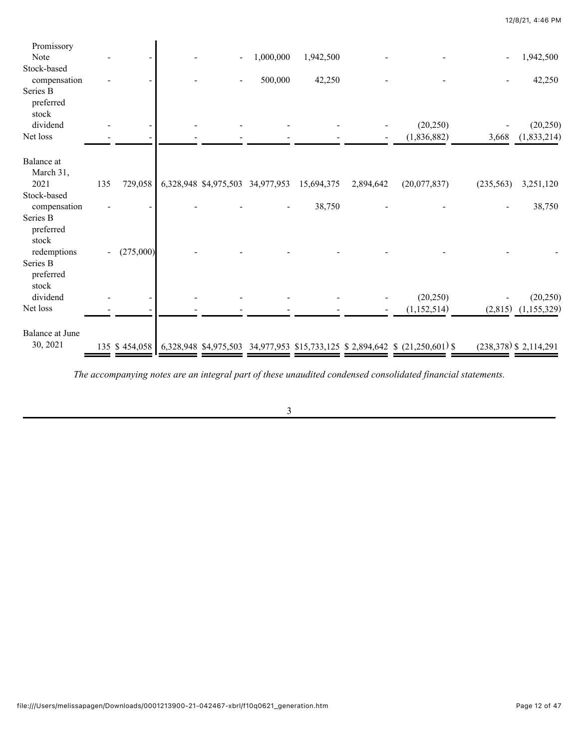| | | | | | | | | | | |
|---|---|---|---|---|---|---|---|---|---|---|
| Promissory Note | - | - | - | - | 1,000,000 | 1,942,500 | - | - | - | 1,942,500 |
| Stock-based compensation | - | - | - | - | 500,000 | 42,250 | - | - | - | 42,250 |
| Series B preferred stock dividend | - | - | - | - | - | - | - | (20,250) | - | (20,250) |
| Net loss | - | - | - | - | - | - | - | (1,836,882) | 3,668 | (1,833,214) |
| Balance at March 31, 2021 | 135 | 729,058 | 6,328,948 | $4,975,503 | 34,977,953 | 15,694,375 | 2,894,642 | (20,077,837) | (235,563) | 3,251,120 |
| Stock-based compensation | - | - | - | - | - | 38,750 | - | - | - | 38,750 |
| Series B preferred stock redemptions | - | (275,000) | - | - | - | - | - | - | - | - |
| Series B preferred stock dividend | - | - | - | - | - | - | - | (20,250) | - | (20,250) |
| Net loss | - | - | - | - | - | - | - | (1,152,514) | (2,815) | (1,155,329) |
| Balance at June 30, 2021 | 135 | $ 454,058 | 6,328,948 | $4,975,503 | 34,977,953 | $15,733,125 | $ 2,894,642 | $ (21,250,601) | $ (238,378) | $ 2,114,291 |

*The accompanying notes are an integral part of these unaudited condensed consolidated financial statements.*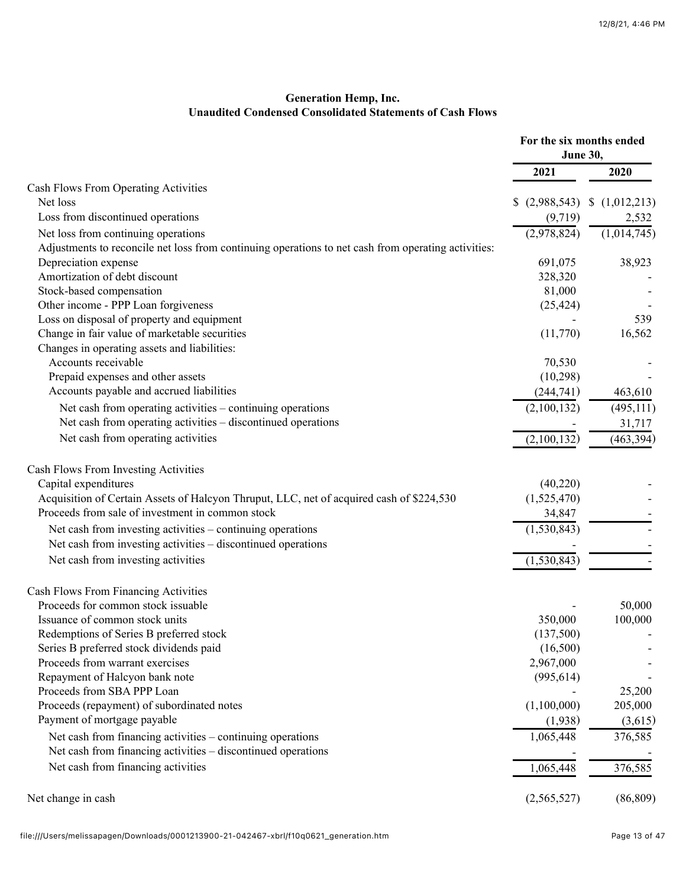**Generation Hemp, Inc.**
**Unaudited Condensed Consolidated Statements of Cash Flows**

| | For the six months ended June 30, | |
|---|---|---|
| | 2021 | 2020 |
| Cash Flows From Operating Activities | | |
| Net loss | $ (2,988,543) | $ (1,012,213) |
| Loss from discontinued operations | (9,719) | 2,532 |
| Net loss from continuing operations | (2,978,824) | (1,014,745) |
| Adjustments to reconcile net loss from continuing operations to net cash from operating activities: | | |
| Depreciation expense | 691,075 | 38,923 |
| Amortization of debt discount | 328,320 | - |
| Stock-based compensation | 81,000 | - |
| Other income - PPP Loan forgiveness | (25,424) | - |
| Loss on disposal of property and equipment | - | 539 |
| Change in fair value of marketable securities | (11,770) | 16,562 |
| Changes in operating assets and liabilities: | | |
| Accounts receivable | 70,530 | - |
| Prepaid expenses and other assets | (10,298) | - |
| Accounts payable and accrued liabilities | (244,741) | 463,610 |
| Net cash from operating activities – continuing operations | (2,100,132) | (495,111) |
| Net cash from operating activities – discontinued operations | - | 31,717 |
| Net cash from operating activities | (2,100,132) | (463,394) |
| | | |
| Cash Flows From Investing Activities | | |
| Capital expenditures | (40,220) | - |
| Acquisition of Certain Assets of Halcyon Thruput, LLC, net of acquired cash of $224,530 | (1,525,470) | - |
| Proceeds from sale of investment in common stock | 34,847 | - |
| Net cash from investing activities – continuing operations | (1,530,843) | - |
| Net cash from investing activities – discontinued operations | - | - |
| Net cash from investing activities | (1,530,843) | - |
| | | |
| Cash Flows From Financing Activities | | |
| Proceeds for common stock issuable | - | 50,000 |
| Issuance of common stock units | 350,000 | 100,000 |
| Redemptions of Series B preferred stock | (137,500) | - |
| Series B preferred stock dividends paid | (16,500) | - |
| Proceeds from warrant exercises | 2,967,000 | - |
| Repayment of Halcyon bank note | (995,614) | - |
| Proceeds from SBA PPP Loan | - | 25,200 |
| Proceeds (repayment) of subordinated notes | (1,100,000) | 205,000 |
| Payment of mortgage payable | (1,938) | (3,615) |
| Net cash from financing activities – continuing operations | 1,065,448 | 376,585 |
| Net cash from financing activities – discontinued operations | - | - |
| Net cash from financing activities | 1,065,448 | 376,585 |
| | | |
| Net change in cash | (2,565,527) | (86,809) |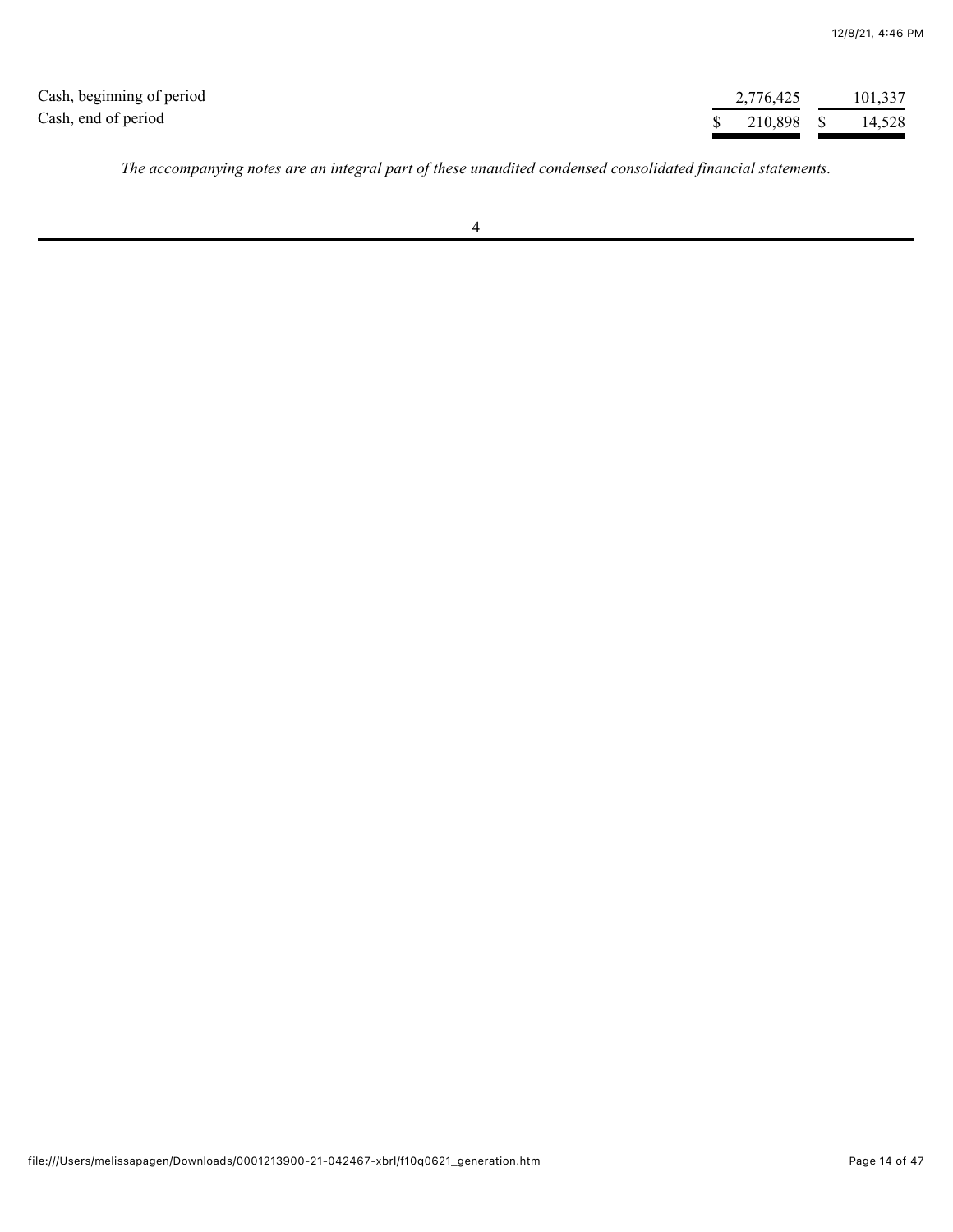| | | |
|---|---|---|
| Cash, beginning of period | 2,776,425 | 101,337 |
| Cash, end of period | $ 210,898 | $ 14,528 |

*The accompanying notes are an integral part of these unaudited condensed consolidated financial statements.*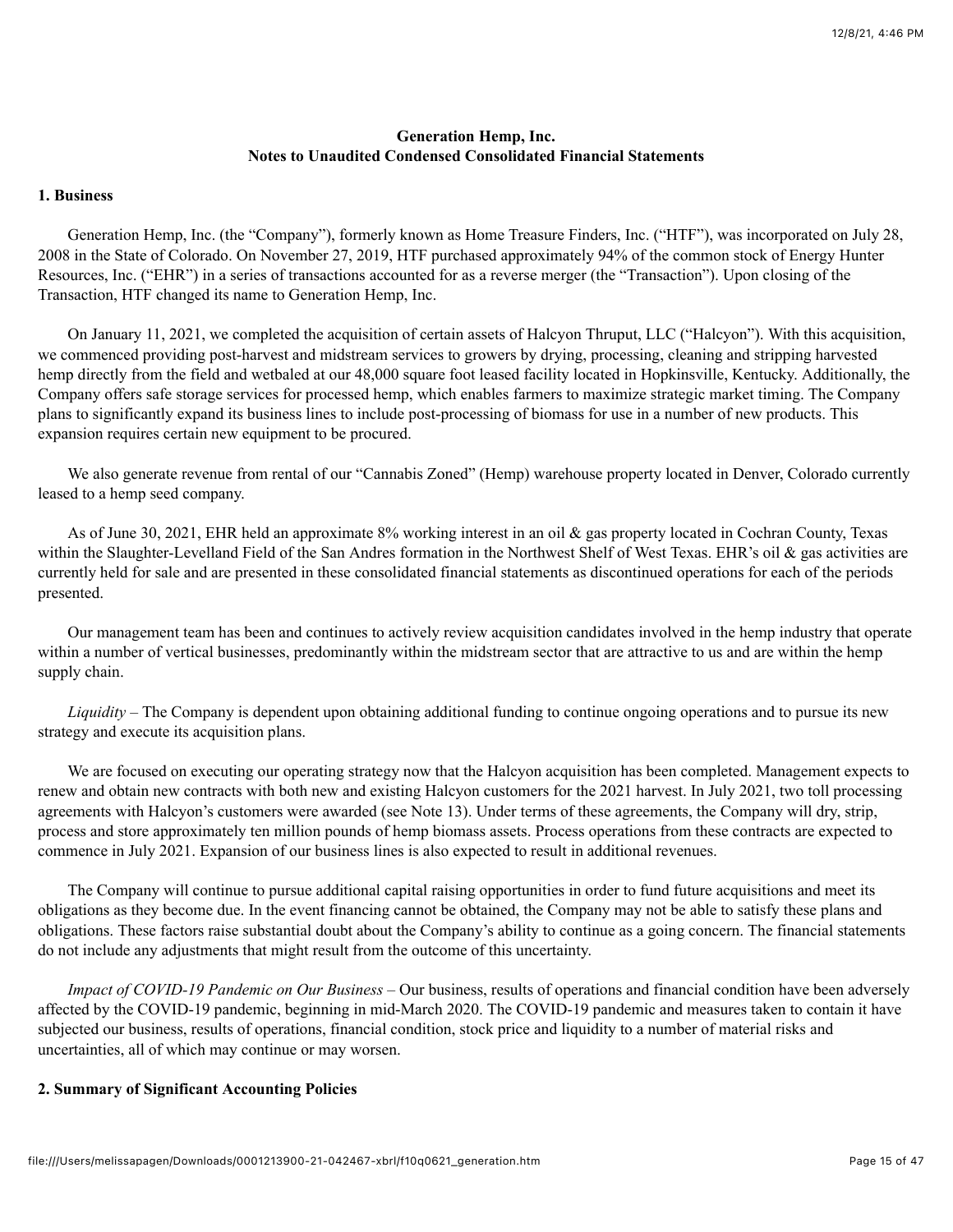**Generation Hemp, Inc.**
**Notes to Unaudited Condensed Consolidated Financial Statements**

## 1. Business

Generation Hemp, Inc. (the "Company"), formerly known as Home Treasure Finders, Inc. ("HTF"), was incorporated on July 28, 2008 in the State of Colorado. On November 27, 2019, HTF purchased approximately 94% of the common stock of Energy Hunter Resources, Inc. ("EHR") in a series of transactions accounted for as a reverse merger (the "Transaction"). Upon closing of the Transaction, HTF changed its name to Generation Hemp, Inc.

On January 11, 2021, we completed the acquisition of certain assets of Halcyon Thruput, LLC ("Halcyon"). With this acquisition, we commenced providing post-harvest and midstream services to growers by drying, processing, cleaning and stripping harvested hemp directly from the field and wetbaled at our 48,000 square foot leased facility located in Hopkinsville, Kentucky. Additionally, the Company offers safe storage services for processed hemp, which enables farmers to maximize strategic market timing. The Company plans to significantly expand its business lines to include post-processing of biomass for use in a number of new products. This expansion requires certain new equipment to be procured.

We also generate revenue from rental of our "Cannabis Zoned" (Hemp) warehouse property located in Denver, Colorado currently leased to a hemp seed company.

As of June 30, 2021, EHR held an approximate 8% working interest in an oil & gas property located in Cochran County, Texas within the Slaughter-Levelland Field of the San Andres formation in the Northwest Shelf of West Texas. EHR's oil & gas activities are currently held for sale and are presented in these consolidated financial statements as discontinued operations for each of the periods presented.

Our management team has been and continues to actively review acquisition candidates involved in the hemp industry that operate within a number of vertical businesses, predominantly within the midstream sector that are attractive to us and are within the hemp supply chain.

*Liquidity* – The Company is dependent upon obtaining additional funding to continue ongoing operations and to pursue its new strategy and execute its acquisition plans.

We are focused on executing our operating strategy now that the Halcyon acquisition has been completed. Management expects to renew and obtain new contracts with both new and existing Halcyon customers for the 2021 harvest. In July 2021, two toll processing agreements with Halcyon's customers were awarded (see Note 13). Under terms of these agreements, the Company will dry, strip, process and store approximately ten million pounds of hemp biomass assets. Process operations from these contracts are expected to commence in July 2021. Expansion of our business lines is also expected to result in additional revenues.

The Company will continue to pursue additional capital raising opportunities in order to fund future acquisitions and meet its obligations as they become due. In the event financing cannot be obtained, the Company may not be able to satisfy these plans and obligations. These factors raise substantial doubt about the Company's ability to continue as a going concern. The financial statements do not include any adjustments that might result from the outcome of this uncertainty.

*Impact of COVID-19 Pandemic on Our Business* – Our business, results of operations and financial condition have been adversely affected by the COVID-19 pandemic, beginning in mid-March 2020. The COVID-19 pandemic and measures taken to contain it have subjected our business, results of operations, financial condition, stock price and liquidity to a number of material risks and uncertainties, all of which may continue or may worsen.

## 2. Summary of Significant Accounting Policies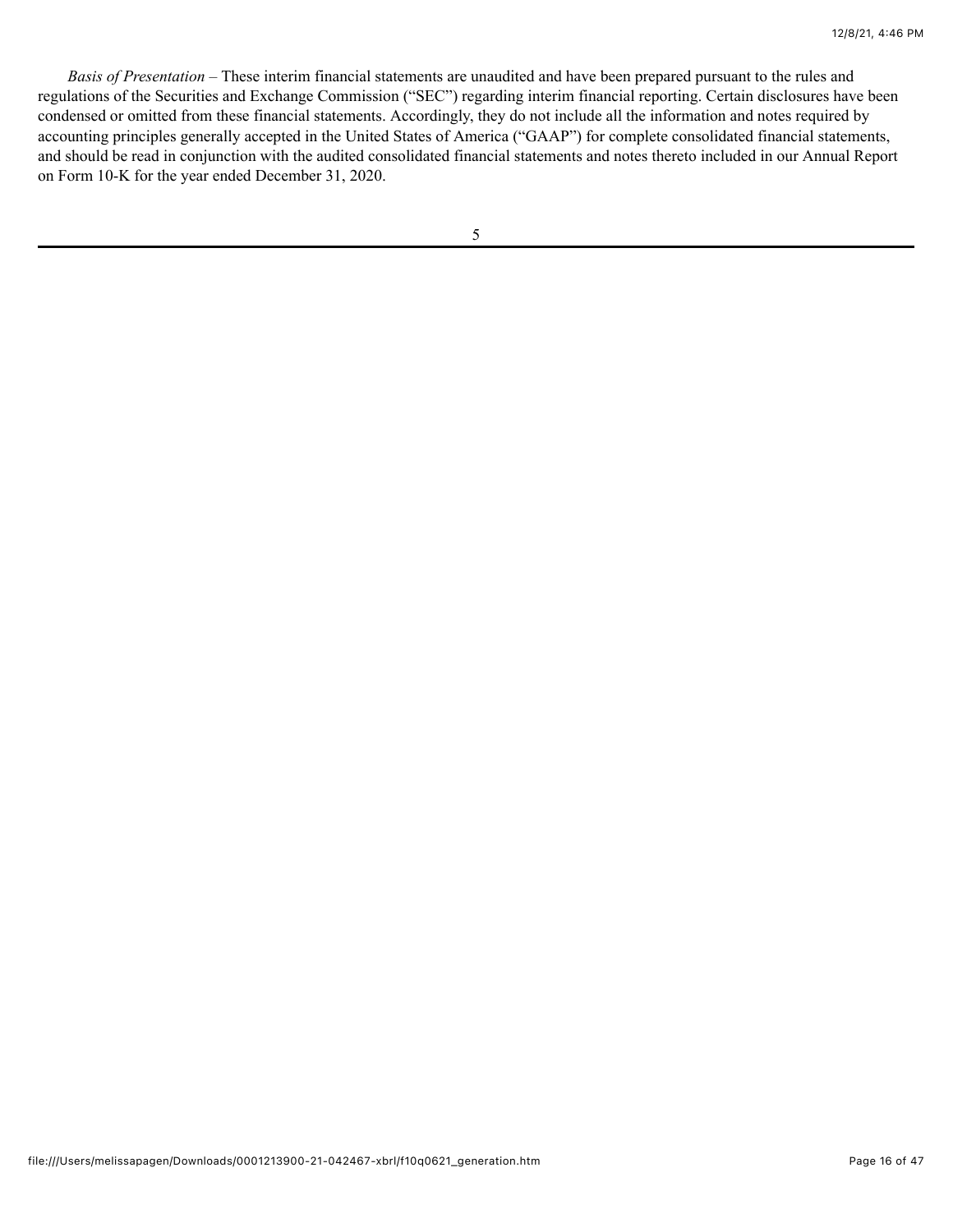*Basis of Presentation* – These interim financial statements are unaudited and have been prepared pursuant to the rules and regulations of the Securities and Exchange Commission ("SEC") regarding interim financial reporting. Certain disclosures have been condensed or omitted from these financial statements. Accordingly, they do not include all the information and notes required by accounting principles generally accepted in the United States of America ("GAAP") for complete consolidated financial statements, and should be read in conjunction with the audited consolidated financial statements and notes thereto included in our Annual Report on Form 10-K for the year ended December 31, 2020.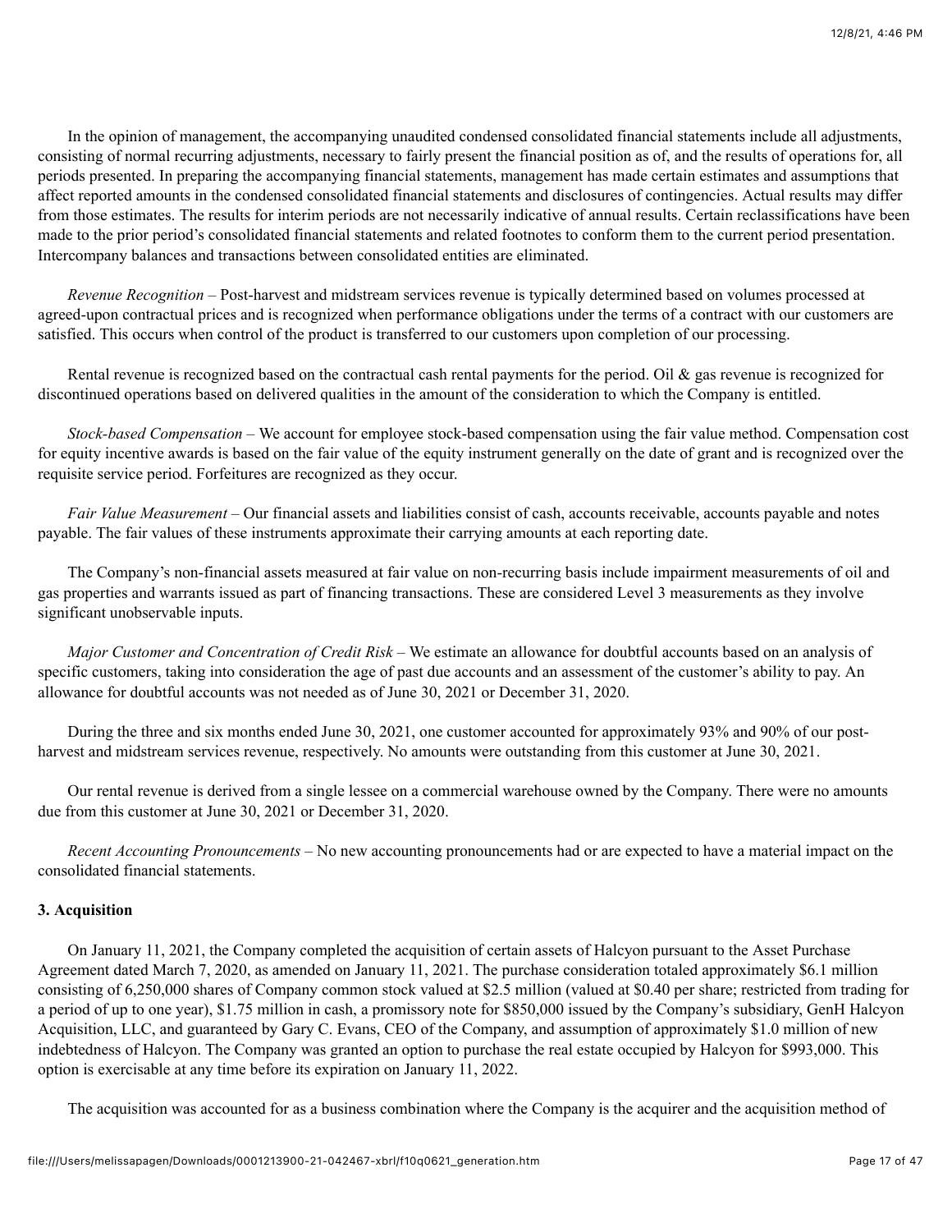In the opinion of management, the accompanying unaudited condensed consolidated financial statements include all adjustments, consisting of normal recurring adjustments, necessary to fairly present the financial position as of, and the results of operations for, all periods presented. In preparing the accompanying financial statements, management has made certain estimates and assumptions that affect reported amounts in the condensed consolidated financial statements and disclosures of contingencies. Actual results may differ from those estimates. The results for interim periods are not necessarily indicative of annual results. Certain reclassifications have been made to the prior period's consolidated financial statements and related footnotes to conform them to the current period presentation. Intercompany balances and transactions between consolidated entities are eliminated.

*Revenue Recognition* – Post-harvest and midstream services revenue is typically determined based on volumes processed at agreed-upon contractual prices and is recognized when performance obligations under the terms of a contract with our customers are satisfied. This occurs when control of the product is transferred to our customers upon completion of our processing.

Rental revenue is recognized based on the contractual cash rental payments for the period. Oil & gas revenue is recognized for discontinued operations based on delivered qualities in the amount of the consideration to which the Company is entitled.

*Stock-based Compensation* – We account for employee stock-based compensation using the fair value method. Compensation cost for equity incentive awards is based on the fair value of the equity instrument generally on the date of grant and is recognized over the requisite service period. Forfeitures are recognized as they occur.

*Fair Value Measurement* – Our financial assets and liabilities consist of cash, accounts receivable, accounts payable and notes payable. The fair values of these instruments approximate their carrying amounts at each reporting date.

The Company's non-financial assets measured at fair value on non-recurring basis include impairment measurements of oil and gas properties and warrants issued as part of financing transactions. These are considered Level 3 measurements as they involve significant unobservable inputs.

*Major Customer and Concentration of Credit Risk* – We estimate an allowance for doubtful accounts based on an analysis of specific customers, taking into consideration the age of past due accounts and an assessment of the customer's ability to pay. An allowance for doubtful accounts was not needed as of June 30, 2021 or December 31, 2020.

During the three and six months ended June 30, 2021, one customer accounted for approximately 93% and 90% of our post-harvest and midstream services revenue, respectively. No amounts were outstanding from this customer at June 30, 2021.

Our rental revenue is derived from a single lessee on a commercial warehouse owned by the Company. There were no amounts due from this customer at June 30, 2021 or December 31, 2020.

*Recent Accounting Pronouncements* – No new accounting pronouncements had or are expected to have a material impact on the consolidated financial statements.

**3. Acquisition**

On January 11, 2021, the Company completed the acquisition of certain assets of Halcyon pursuant to the Asset Purchase Agreement dated March 7, 2020, as amended on January 11, 2021. The purchase consideration totaled approximately $6.1 million consisting of 6,250,000 shares of Company common stock valued at $2.5 million (valued at $0.40 per share; restricted from trading for a period of up to one year), $1.75 million in cash, a promissory note for $850,000 issued by the Company's subsidiary, GenH Halcyon Acquisition, LLC, and guaranteed by Gary C. Evans, CEO of the Company, and assumption of approximately $1.0 million of new indebtedness of Halcyon. The Company was granted an option to purchase the real estate occupied by Halcyon for $993,000. This option is exercisable at any time before its expiration on January 11, 2022.

The acquisition was accounted for as a business combination where the Company is the acquirer and the acquisition method of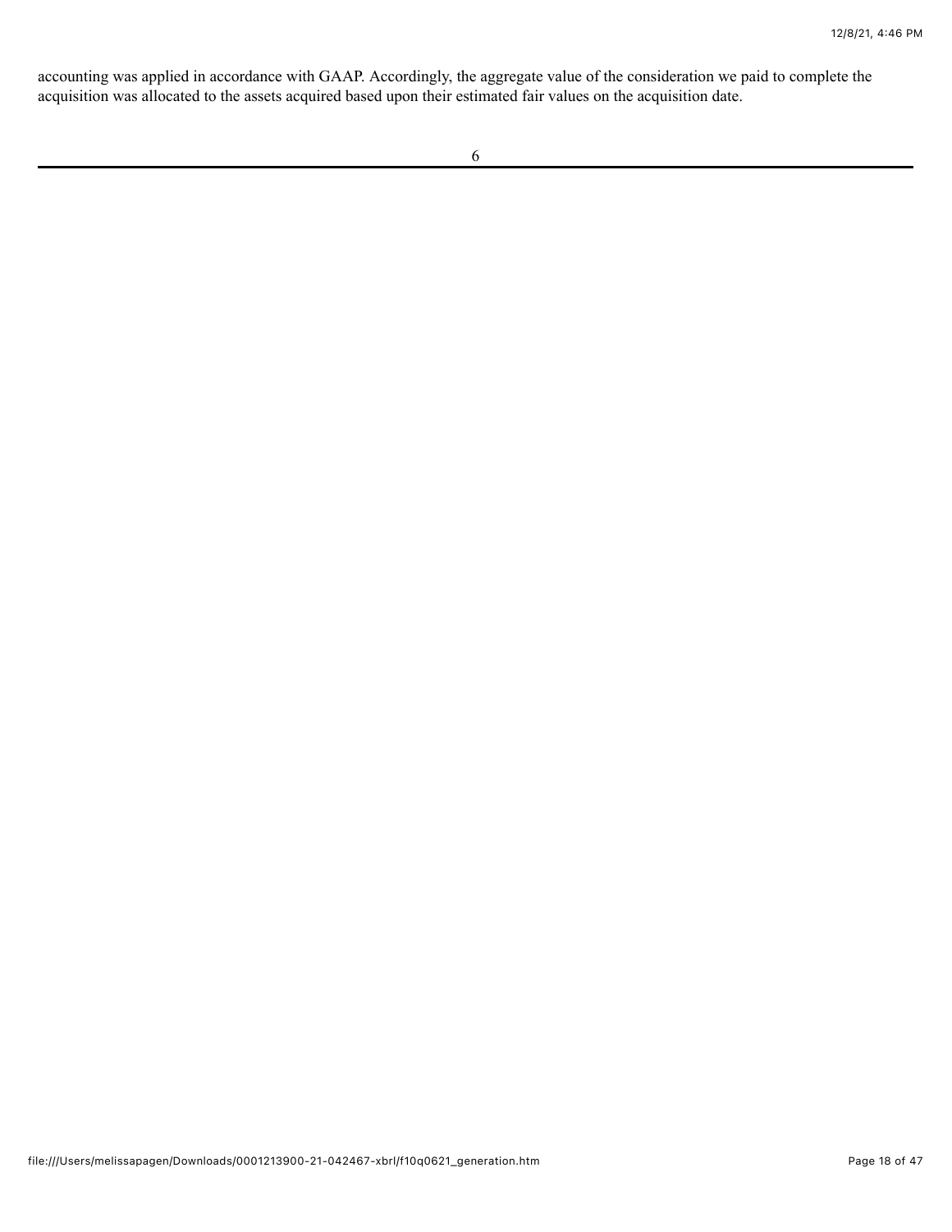accounting was applied in accordance with GAAP. Accordingly, the aggregate value of the consideration we paid to complete the acquisition was allocated to the assets acquired based upon their estimated fair values on the acquisition date.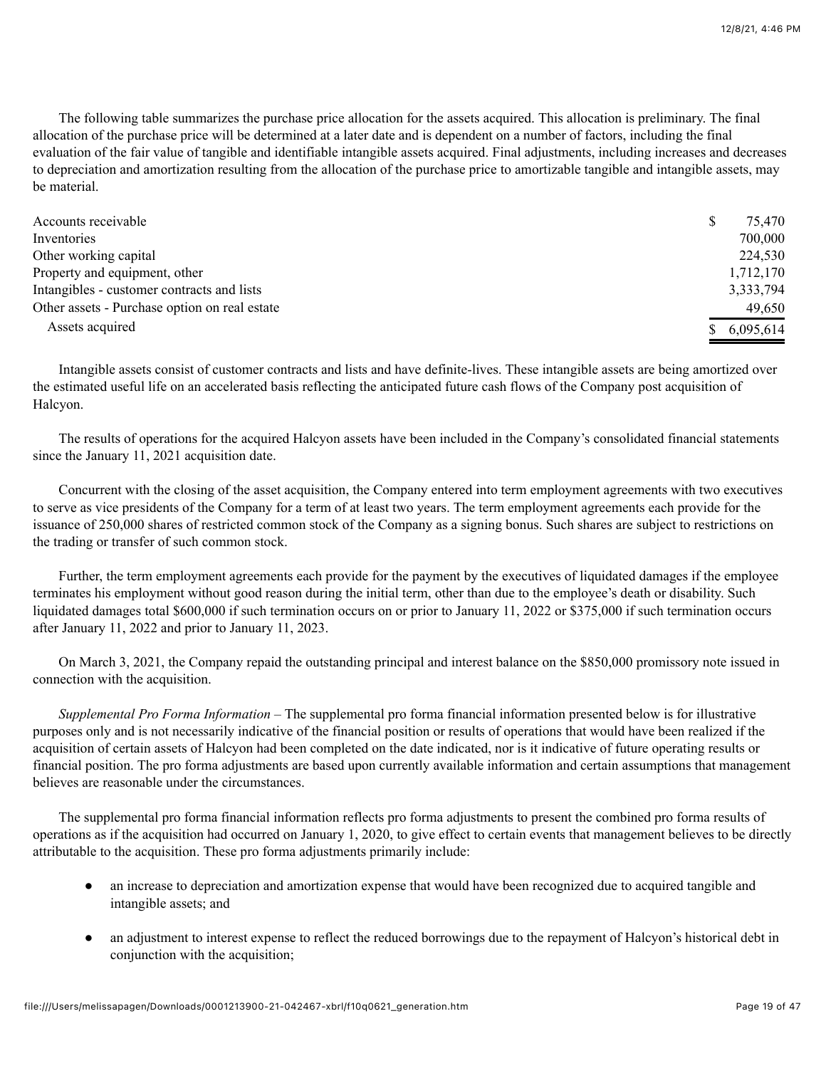The following table summarizes the purchase price allocation for the assets acquired. This allocation is preliminary. The final allocation of the purchase price will be determined at a later date and is dependent on a number of factors, including the final evaluation of the fair value of tangible and identifiable intangible assets acquired. Final adjustments, including increases and decreases to depreciation and amortization resulting from the allocation of the purchase price to amortizable tangible and intangible assets, may be material.

| | |
|---|---|
| Accounts receivable | $ 75,470 |
| Inventories | 700,000 |
| Other working capital | 224,530 |
| Property and equipment, other | 1,712,170 |
| Intangibles - customer contracts and lists | 3,333,794 |
| Other assets - Purchase option on real estate | 49,650 |
| Assets acquired | $ 6,095,614 |

Intangible assets consist of customer contracts and lists and have definite-lives. These intangible assets are being amortized over the estimated useful life on an accelerated basis reflecting the anticipated future cash flows of the Company post acquisition of Halcyon.

The results of operations for the acquired Halcyon assets have been included in the Company's consolidated financial statements since the January 11, 2021 acquisition date.

Concurrent with the closing of the asset acquisition, the Company entered into term employment agreements with two executives to serve as vice presidents of the Company for a term of at least two years. The term employment agreements each provide for the issuance of 250,000 shares of restricted common stock of the Company as a signing bonus. Such shares are subject to restrictions on the trading or transfer of such common stock.

Further, the term employment agreements each provide for the payment by the executives of liquidated damages if the employee terminates his employment without good reason during the initial term, other than due to the employee's death or disability. Such liquidated damages total $600,000 if such termination occurs on or prior to January 11, 2022 or $375,000 if such termination occurs after January 11, 2022 and prior to January 11, 2023.

On March 3, 2021, the Company repaid the outstanding principal and interest balance on the $850,000 promissory note issued in connection with the acquisition.

*Supplemental Pro Forma Information* – The supplemental pro forma financial information presented below is for illustrative purposes only and is not necessarily indicative of the financial position or results of operations that would have been realized if the acquisition of certain assets of Halcyon had been completed on the date indicated, nor is it indicative of future operating results or financial position. The pro forma adjustments are based upon currently available information and certain assumptions that management believes are reasonable under the circumstances.

The supplemental pro forma financial information reflects pro forma adjustments to present the combined pro forma results of operations as if the acquisition had occurred on January 1, 2020, to give effect to certain events that management believes to be directly attributable to the acquisition. These pro forma adjustments primarily include:

- an increase to depreciation and amortization expense that would have been recognized due to acquired tangible and intangible assets; and
- an adjustment to interest expense to reflect the reduced borrowings due to the repayment of Halcyon's historical debt in conjunction with the acquisition;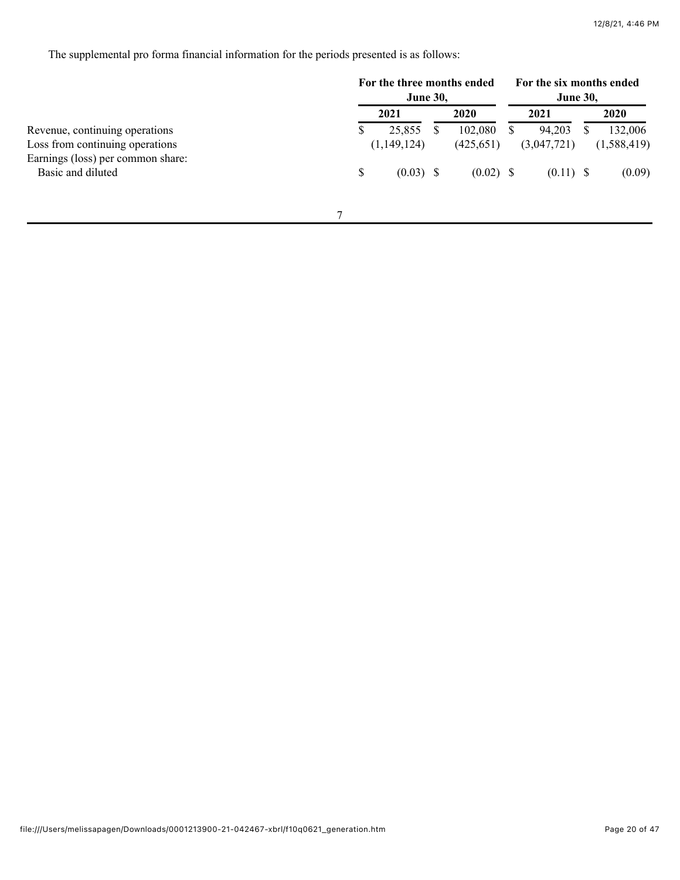The supplemental pro forma financial information for the periods presented is as follows:

| | For the three months ended June 30, | | For the six months ended June 30, | |
|---|---|---|---|---|
| | 2021 | 2020 | 2021 | 2020 |
| Revenue, continuing operations | $ 25,855 | $ 102,080 | $ 94,203 | $ 132,006 |
| Loss from continuing operations | (1,149,124) | (425,651) | (3,047,721) | (1,588,419) |
| Earnings (loss) per common share: | | | | |
| Basic and diluted | $ (0.03) | $ (0.02) | $ (0.11) | $ (0.09) |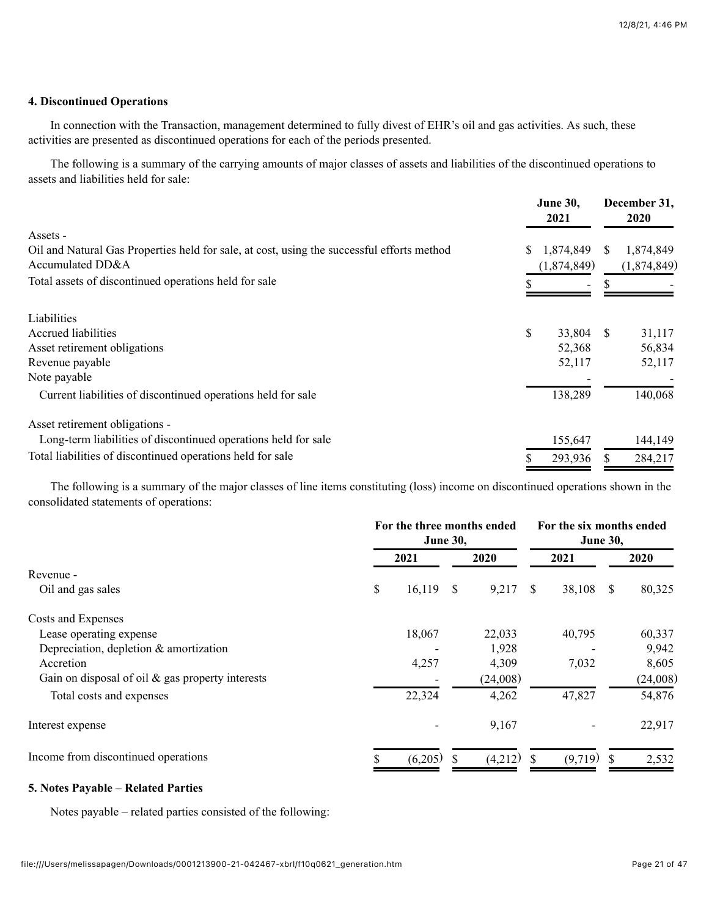### 4. Discontinued Operations

In connection with the Transaction, management determined to fully divest of EHR's oil and gas activities. As such, these activities are presented as discontinued operations for each of the periods presented.

The following is a summary of the carrying amounts of major classes of assets and liabilities of the discontinued operations to assets and liabilities held for sale:

| | June 30, 2021 | December 31, 2020 |
|---|---|---|
| Assets - | | |
| Oil and Natural Gas Properties held for sale, at cost, using the successful efforts method | $ 1,874,849 | $ 1,874,849 |
| Accumulated DD&A | (1,874,849) | (1,874,849) |
| Total assets of discontinued operations held for sale | $ - | $ - |
| Liabilities | | |
| Accrued liabilities | $ 33,804 | $ 31,117 |
| Asset retirement obligations | 52,368 | 56,834 |
| Revenue payable | 52,117 | 52,117 |
| Note payable | - | - |
| Current liabilities of discontinued operations held for sale | 138,289 | 140,068 |
| Asset retirement obligations - | | |
| Long-term liabilities of discontinued operations held for sale | 155,647 | 144,149 |
| Total liabilities of discontinued operations held for sale | $ 293,936 | $ 284,217 |

The following is a summary of the major classes of line items constituting (loss) income on discontinued operations shown in the consolidated statements of operations:

| | For the three months ended June 30, | | For the six months ended June 30, | |
|---|---|---|---|---|
| | 2021 | 2020 | 2021 | 2020 |
| Revenue - | | | | |
| Oil and gas sales | $ 16,119 | $ 9,217 | $ 38,108 | $ 80,325 |
| Costs and Expenses | | | | |
| Lease operating expense | 18,067 | 22,033 | 40,795 | 60,337 |
| Depreciation, depletion & amortization | - | 1,928 | - | 9,942 |
| Accretion | 4,257 | 4,309 | 7,032 | 8,605 |
| Gain on disposal of oil & gas property interests | - | (24,008) | | (24,008) |
| Total costs and expenses | 22,324 | 4,262 | 47,827 | 54,876 |
| Interest expense | - | 9,167 | - | 22,917 |
| Income from discontinued operations | $ (6,205) | $ (4,212) | $ (9,719) | $ 2,532 |

### 5. Notes Payable – Related Parties

Notes payable – related parties consisted of the following: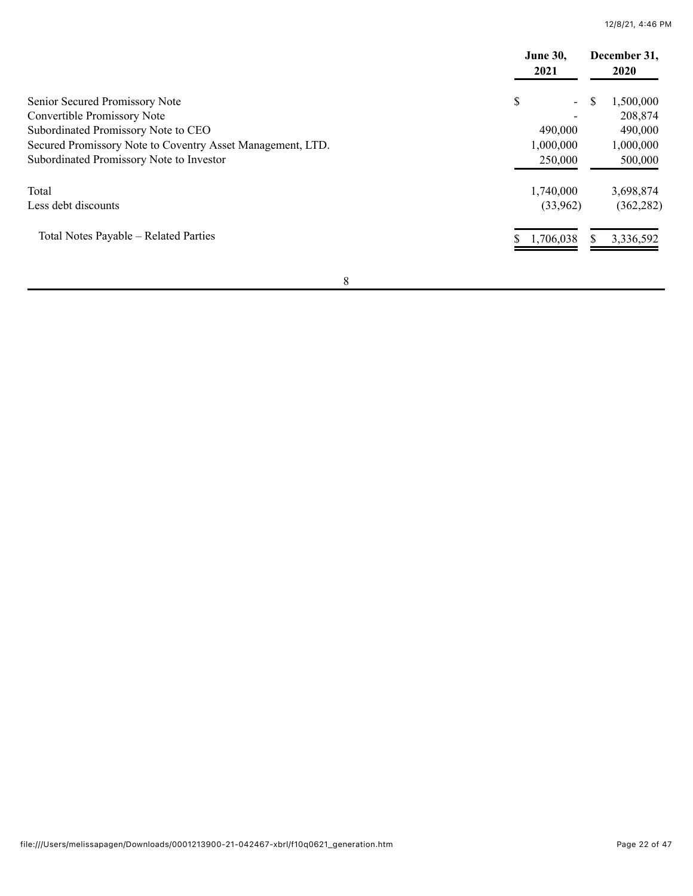|  | June 30, 2021 | December 31, 2020 |
|---|---|---|
| Senior Secured Promissory Note | $ - | $ 1,500,000 |
| Convertible Promissory Note | - | 208,874 |
| Subordinated Promissory Note to CEO | 490,000 | 490,000 |
| Secured Promissory Note to Coventry Asset Management, LTD. | 1,000,000 | 1,000,000 |
| Subordinated Promissory Note to Investor | 250,000 | 500,000 |
| Total | 1,740,000 | 3,698,874 |
| Less debt discounts | (33,962) | (362,282) |
| Total Notes Payable – Related Parties | $ 1,706,038 | $ 3,336,592 |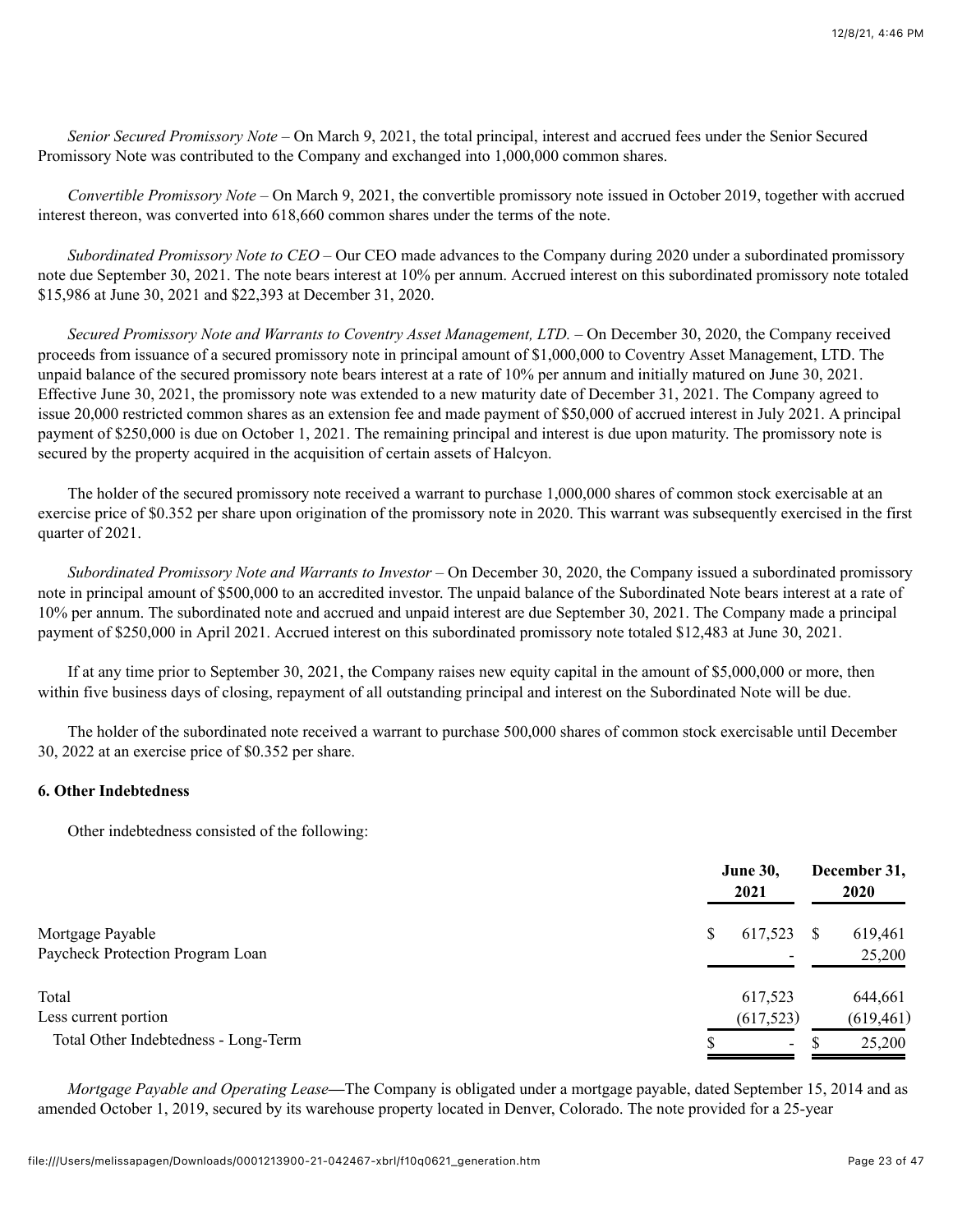*Senior Secured Promissory Note* – On March 9, 2021, the total principal, interest and accrued fees under the Senior Secured Promissory Note was contributed to the Company and exchanged into 1,000,000 common shares.

*Convertible Promissory Note* – On March 9, 2021, the convertible promissory note issued in October 2019, together with accrued interest thereon, was converted into 618,660 common shares under the terms of the note.

*Subordinated Promissory Note to CEO* – Our CEO made advances to the Company during 2020 under a subordinated promissory note due September 30, 2021. The note bears interest at 10% per annum. Accrued interest on this subordinated promissory note totaled $15,986 at June 30, 2021 and $22,393 at December 31, 2020.

*Secured Promissory Note and Warrants to Coventry Asset Management, LTD.* – On December 30, 2020, the Company received proceeds from issuance of a secured promissory note in principal amount of $1,000,000 to Coventry Asset Management, LTD. The unpaid balance of the secured promissory note bears interest at a rate of 10% per annum and initially matured on June 30, 2021. Effective June 30, 2021, the promissory note was extended to a new maturity date of December 31, 2021. The Company agreed to issue 20,000 restricted common shares as an extension fee and made payment of $50,000 of accrued interest in July 2021. A principal payment of $250,000 is due on October 1, 2021. The remaining principal and interest is due upon maturity. The promissory note is secured by the property acquired in the acquisition of certain assets of Halcyon.

The holder of the secured promissory note received a warrant to purchase 1,000,000 shares of common stock exercisable at an exercise price of $0.352 per share upon origination of the promissory note in 2020. This warrant was subsequently exercised in the first quarter of 2021.

*Subordinated Promissory Note and Warrants to Investor* – On December 30, 2020, the Company issued a subordinated promissory note in principal amount of $500,000 to an accredited investor. The unpaid balance of the Subordinated Note bears interest at a rate of 10% per annum. The subordinated note and accrued and unpaid interest are due September 30, 2021. The Company made a principal payment of $250,000 in April 2021. Accrued interest on this subordinated promissory note totaled $12,483 at June 30, 2021.

If at any time prior to September 30, 2021, the Company raises new equity capital in the amount of $5,000,000 or more, then within five business days of closing, repayment of all outstanding principal and interest on the Subordinated Note will be due.

The holder of the subordinated note received a warrant to purchase 500,000 shares of common stock exercisable until December 30, 2022 at an exercise price of $0.352 per share.

**6. Other Indebtedness**

Other indebtedness consisted of the following:

| | June 30, 2021 | December 31, 2020 |
|---|---|---|
| Mortgage Payable | $ 617,523 | $ 619,461 |
| Paycheck Protection Program Loan | - | 25,200 |
| Total | 617,523 | 644,661 |
| Less current portion | (617,523) | (619,461) |
| Total Other Indebtedness - Long-Term | $ - | $ 25,200 |

*Mortgage Payable and Operating Lease*—The Company is obligated under a mortgage payable, dated September 15, 2014 and as amended October 1, 2019, secured by its warehouse property located in Denver, Colorado. The note provided for a 25-year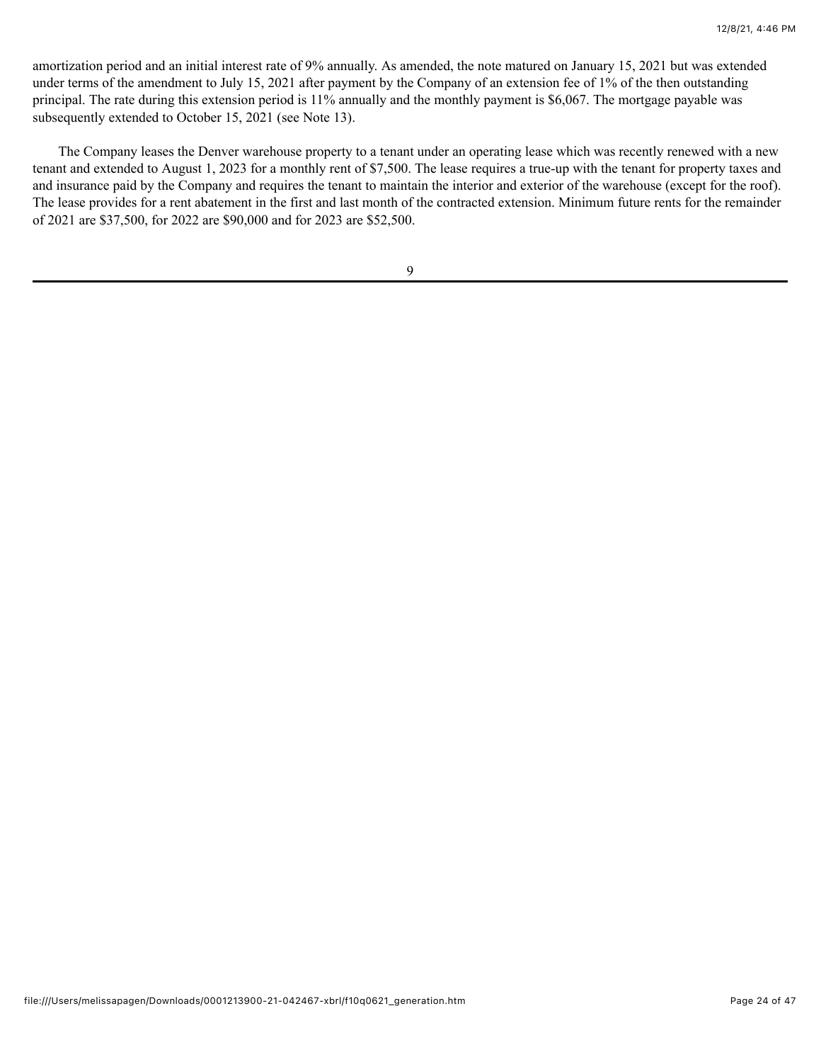amortization period and an initial interest rate of 9% annually. As amended, the note matured on January 15, 2021 but was extended under terms of the amendment to July 15, 2021 after payment by the Company of an extension fee of 1% of the then outstanding principal. The rate during this extension period is 11% annually and the monthly payment is $6,067. The mortgage payable was subsequently extended to October 15, 2021 (see Note 13).

The Company leases the Denver warehouse property to a tenant under an operating lease which was recently renewed with a new tenant and extended to August 1, 2023 for a monthly rent of $7,500. The lease requires a true-up with the tenant for property taxes and and insurance paid by the Company and requires the tenant to maintain the interior and exterior of the warehouse (except for the roof). The lease provides for a rent abatement in the first and last month of the contracted extension. Minimum future rents for the remainder of 2021 are $37,500, for 2022 are $90,000 and for 2023 are $52,500.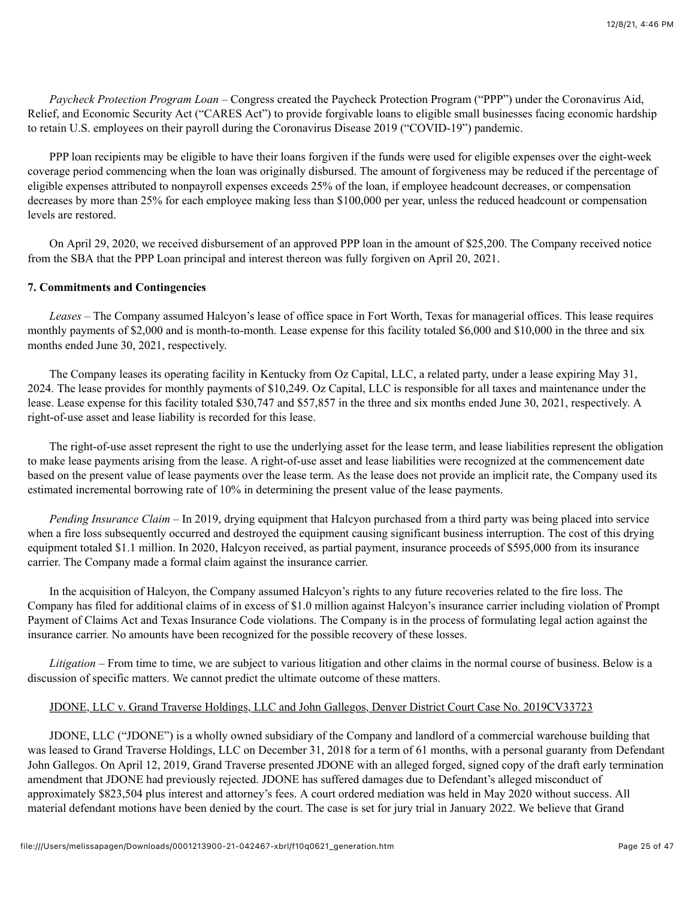*Paycheck Protection Program Loan* – Congress created the Paycheck Protection Program ("PPP") under the Coronavirus Aid, Relief, and Economic Security Act ("CARES Act") to provide forgivable loans to eligible small businesses facing economic hardship to retain U.S. employees on their payroll during the Coronavirus Disease 2019 ("COVID-19") pandemic.

PPP loan recipients may be eligible to have their loans forgiven if the funds were used for eligible expenses over the eight-week coverage period commencing when the loan was originally disbursed. The amount of forgiveness may be reduced if the percentage of eligible expenses attributed to nonpayroll expenses exceeds 25% of the loan, if employee headcount decreases, or compensation decreases by more than 25% for each employee making less than $100,000 per year, unless the reduced headcount or compensation levels are restored.

On April 29, 2020, we received disbursement of an approved PPP loan in the amount of $25,200. The Company received notice from the SBA that the PPP Loan principal and interest thereon was fully forgiven on April 20, 2021.

**7. Commitments and Contingencies**

*Leases* – The Company assumed Halcyon's lease of office space in Fort Worth, Texas for managerial offices. This lease requires monthly payments of $2,000 and is month-to-month. Lease expense for this facility totaled $6,000 and $10,000 in the three and six months ended June 30, 2021, respectively.

The Company leases its operating facility in Kentucky from Oz Capital, LLC, a related party, under a lease expiring May 31, 2024. The lease provides for monthly payments of $10,249. Oz Capital, LLC is responsible for all taxes and maintenance under the lease. Lease expense for this facility totaled $30,747 and $57,857 in the three and six months ended June 30, 2021, respectively. A right-of-use asset and lease liability is recorded for this lease.

The right-of-use asset represent the right to use the underlying asset for the lease term, and lease liabilities represent the obligation to make lease payments arising from the lease. A right-of-use asset and lease liabilities were recognized at the commencement date based on the present value of lease payments over the lease term. As the lease does not provide an implicit rate, the Company used its estimated incremental borrowing rate of 10% in determining the present value of the lease payments.

*Pending Insurance Claim* – In 2019, drying equipment that Halcyon purchased from a third party was being placed into service when a fire loss subsequently occurred and destroyed the equipment causing significant business interruption. The cost of this drying equipment totaled $1.1 million. In 2020, Halcyon received, as partial payment, insurance proceeds of $595,000 from its insurance carrier. The Company made a formal claim against the insurance carrier.

In the acquisition of Halcyon, the Company assumed Halcyon's rights to any future recoveries related to the fire loss. The Company has filed for additional claims of in excess of $1.0 million against Halcyon's insurance carrier including violation of Prompt Payment of Claims Act and Texas Insurance Code violations. The Company is in the process of formulating legal action against the insurance carrier. No amounts have been recognized for the possible recovery of these losses.

*Litigation* – From time to time, we are subject to various litigation and other claims in the normal course of business. Below is a discussion of specific matters. We cannot predict the ultimate outcome of these matters.

<u>JDONE, LLC v. Grand Traverse Holdings, LLC and John Gallegos, Denver District Court Case No. 2019CV33723</u>

JDONE, LLC ("JDONE") is a wholly owned subsidiary of the Company and landlord of a commercial warehouse building that was leased to Grand Traverse Holdings, LLC on December 31, 2018 for a term of 61 months, with a personal guaranty from Defendant John Gallegos. On April 12, 2019, Grand Traverse presented JDONE with an alleged forged, signed copy of the draft early termination amendment that JDONE had previously rejected. JDONE has suffered damages due to Defendant's alleged misconduct of approximately $823,504 plus interest and attorney's fees. A court ordered mediation was held in May 2020 without success. All material defendant motions have been denied by the court. The case is set for jury trial in January 2022. We believe that Grand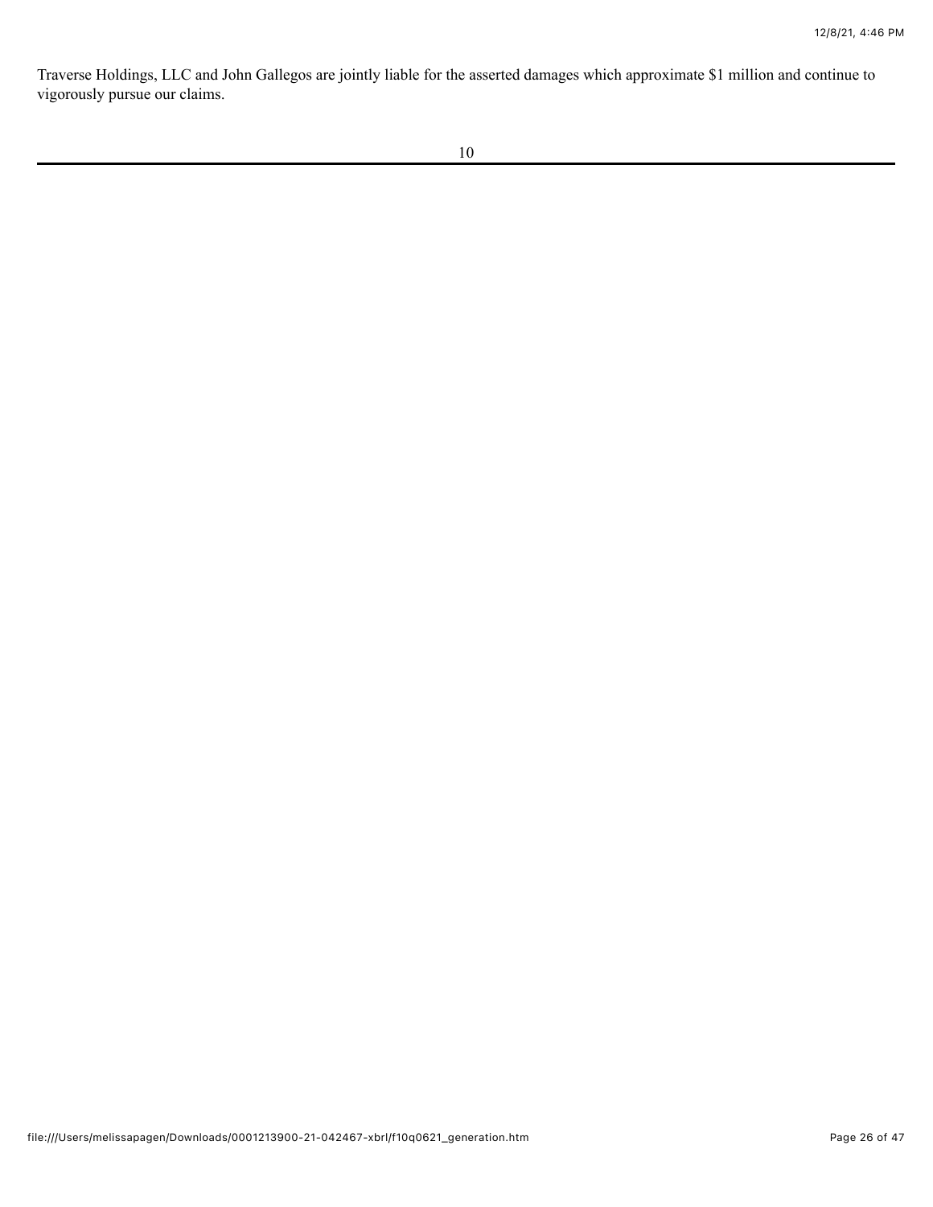Traverse Holdings, LLC and John Gallegos are jointly liable for the asserted damages which approximate $1 million and continue to vigorously pursue our claims.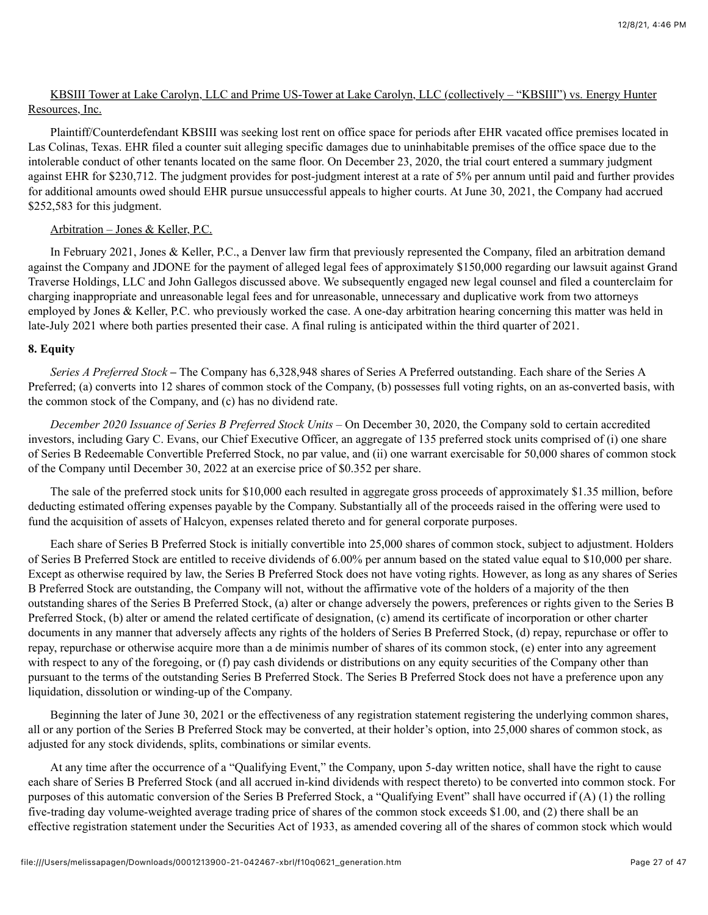<u>KBSIII Tower at Lake Carolyn, LLC and Prime US-Tower at Lake Carolyn, LLC (collectively – "KBSIII") vs. Energy Hunter Resources, Inc.</u>

Plaintiff/Counterdefendant KBSIII was seeking lost rent on office space for periods after EHR vacated office premises located in Las Colinas, Texas. EHR filed a counter suit alleging specific damages due to uninhabitable premises of the office space due to the intolerable conduct of other tenants located on the same floor. On December 23, 2020, the trial court entered a summary judgment against EHR for $230,712. The judgment provides for post-judgment interest at a rate of 5% per annum until paid and further provides for additional amounts owed should EHR pursue unsuccessful appeals to higher courts. At June 30, 2021, the Company had accrued $252,583 for this judgment.

<u>Arbitration – Jones & Keller, P.C.</u>

In February 2021, Jones & Keller, P.C., a Denver law firm that previously represented the Company, filed an arbitration demand against the Company and JDONE for the payment of alleged legal fees of approximately $150,000 regarding our lawsuit against Grand Traverse Holdings, LLC and John Gallegos discussed above. We subsequently engaged new legal counsel and filed a counterclaim for charging inappropriate and unreasonable legal fees and for unreasonable, unnecessary and duplicative work from two attorneys employed by Jones & Keller, P.C. who previously worked the case. A one-day arbitration hearing concerning this matter was held in late-July 2021 where both parties presented their case. A final ruling is anticipated within the third quarter of 2021.

**8. Equity**

*Series A Preferred Stock* **–** The Company has 6,328,948 shares of Series A Preferred outstanding. Each share of the Series A Preferred; (a) converts into 12 shares of common stock of the Company, (b) possesses full voting rights, on an as-converted basis, with the common stock of the Company, and (c) has no dividend rate.

*December 2020 Issuance of Series B Preferred Stock Units* – On December 30, 2020, the Company sold to certain accredited investors, including Gary C. Evans, our Chief Executive Officer, an aggregate of 135 preferred stock units comprised of (i) one share of Series B Redeemable Convertible Preferred Stock, no par value, and (ii) one warrant exercisable for 50,000 shares of common stock of the Company until December 30, 2022 at an exercise price of $0.352 per share.

The sale of the preferred stock units for $10,000 each resulted in aggregate gross proceeds of approximately $1.35 million, before deducting estimated offering expenses payable by the Company. Substantially all of the proceeds raised in the offering were used to fund the acquisition of assets of Halcyon, expenses related thereto and for general corporate purposes.

Each share of Series B Preferred Stock is initially convertible into 25,000 shares of common stock, subject to adjustment. Holders of Series B Preferred Stock are entitled to receive dividends of 6.00% per annum based on the stated value equal to $10,000 per share. Except as otherwise required by law, the Series B Preferred Stock does not have voting rights. However, as long as any shares of Series B Preferred Stock are outstanding, the Company will not, without the affirmative vote of the holders of a majority of the then outstanding shares of the Series B Preferred Stock, (a) alter or change adversely the powers, preferences or rights given to the Series B Preferred Stock, (b) alter or amend the related certificate of designation, (c) amend its certificate of incorporation or other charter documents in any manner that adversely affects any rights of the holders of Series B Preferred Stock, (d) repay, repurchase or offer to repay, repurchase or otherwise acquire more than a de minimis number of shares of its common stock, (e) enter into any agreement with respect to any of the foregoing, or (f) pay cash dividends or distributions on any equity securities of the Company other than pursuant to the terms of the outstanding Series B Preferred Stock. The Series B Preferred Stock does not have a preference upon any liquidation, dissolution or winding-up of the Company.

Beginning the later of June 30, 2021 or the effectiveness of any registration statement registering the underlying common shares, all or any portion of the Series B Preferred Stock may be converted, at their holder's option, into 25,000 shares of common stock, as adjusted for any stock dividends, splits, combinations or similar events.

At any time after the occurrence of a "Qualifying Event," the Company, upon 5-day written notice, shall have the right to cause each share of Series B Preferred Stock (and all accrued in-kind dividends with respect thereto) to be converted into common stock. For purposes of this automatic conversion of the Series B Preferred Stock, a "Qualifying Event" shall have occurred if (A) (1) the rolling five-trading day volume-weighted average trading price of shares of the common stock exceeds $1.00, and (2) there shall be an effective registration statement under the Securities Act of 1933, as amended covering all of the shares of common stock which would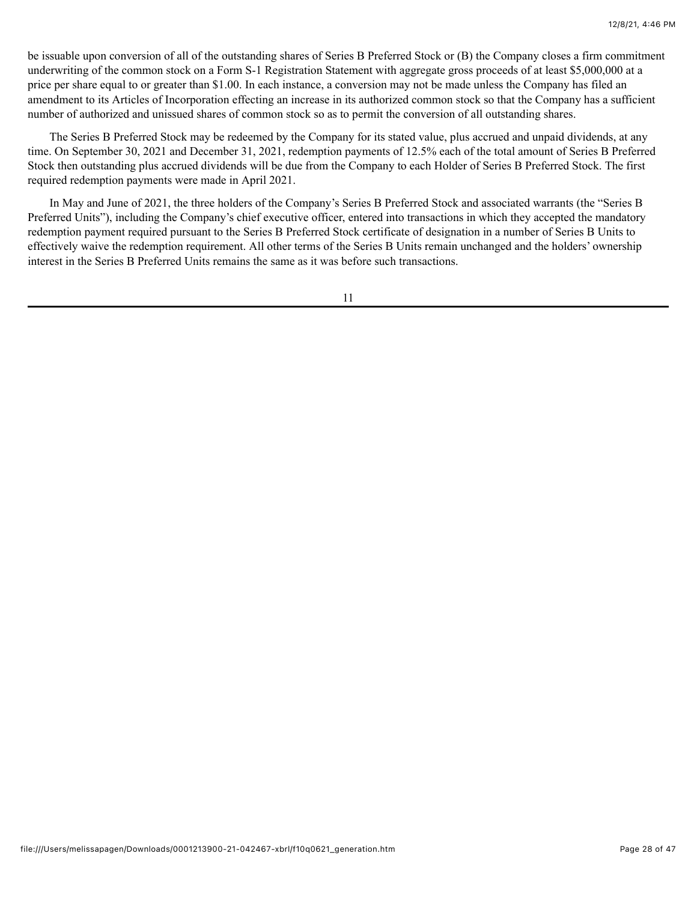be issuable upon conversion of all of the outstanding shares of Series B Preferred Stock or (B) the Company closes a firm commitment underwriting of the common stock on a Form S-1 Registration Statement with aggregate gross proceeds of at least $5,000,000 at a price per share equal to or greater than $1.00. In each instance, a conversion may not be made unless the Company has filed an amendment to its Articles of Incorporation effecting an increase in its authorized common stock so that the Company has a sufficient number of authorized and unissued shares of common stock so as to permit the conversion of all outstanding shares.

The Series B Preferred Stock may be redeemed by the Company for its stated value, plus accrued and unpaid dividends, at any time. On September 30, 2021 and December 31, 2021, redemption payments of 12.5% each of the total amount of Series B Preferred Stock then outstanding plus accrued dividends will be due from the Company to each Holder of Series B Preferred Stock. The first required redemption payments were made in April 2021.

In May and June of 2021, the three holders of the Company's Series B Preferred Stock and associated warrants (the "Series B Preferred Units"), including the Company's chief executive officer, entered into transactions in which they accepted the mandatory redemption payment required pursuant to the Series B Preferred Stock certificate of designation in a number of Series B Units to effectively waive the redemption requirement. All other terms of the Series B Units remain unchanged and the holders' ownership interest in the Series B Preferred Units remains the same as it was before such transactions.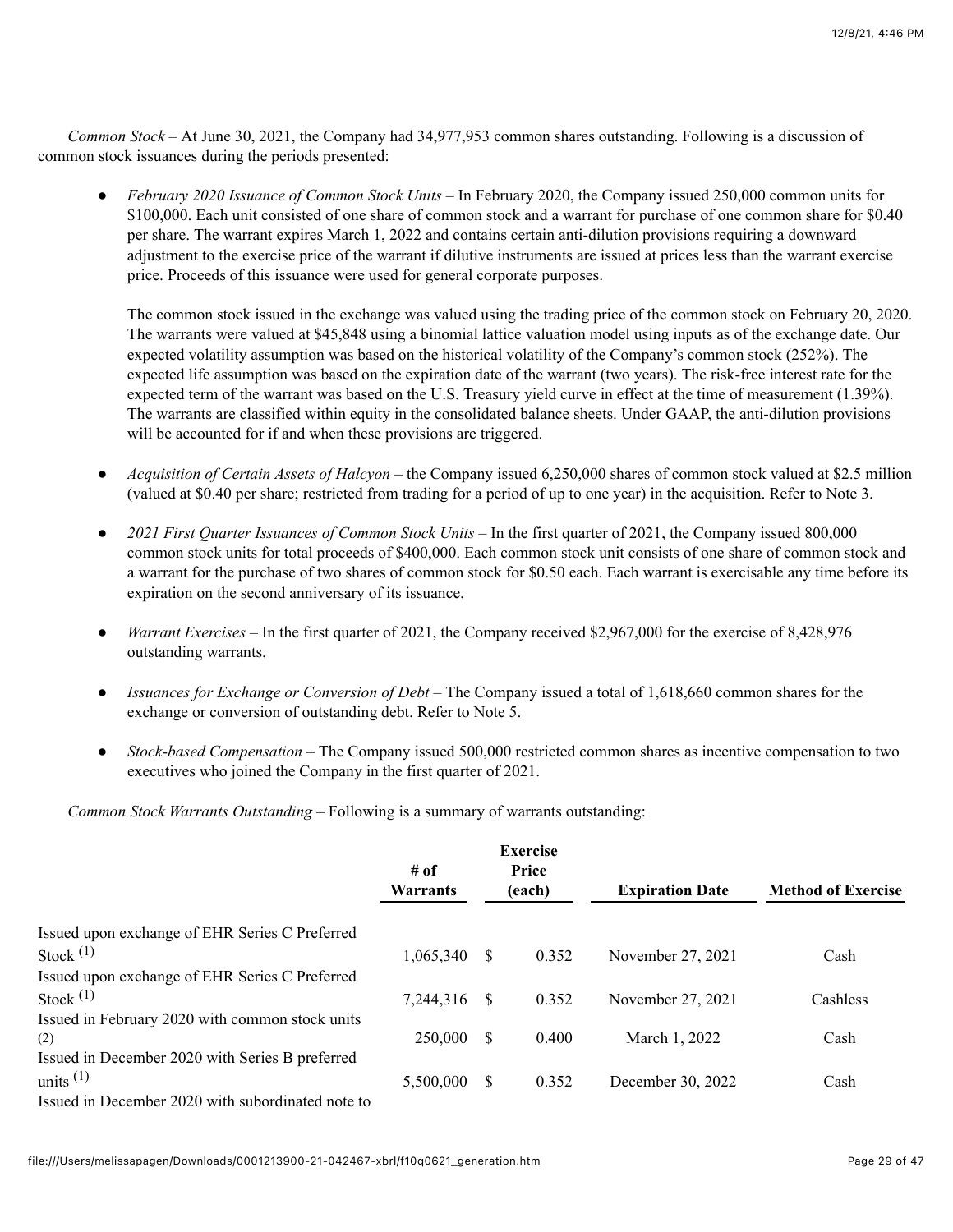*Common Stock* – At June 30, 2021, the Company had 34,977,953 common shares outstanding. Following is a discussion of common stock issuances during the periods presented:

- *February 2020 Issuance of Common Stock Units* – In February 2020, the Company issued 250,000 common units for $100,000. Each unit consisted of one share of common stock and a warrant for purchase of one common share for $0.40 per share. The warrant expires March 1, 2022 and contains certain anti-dilution provisions requiring a downward adjustment to the exercise price of the warrant if dilutive instruments are issued at prices less than the warrant exercise price. Proceeds of this issuance were used for general corporate purposes.

  The common stock issued in the exchange was valued using the trading price of the common stock on February 20, 2020. The warrants were valued at $45,848 using a binomial lattice valuation model using inputs as of the exchange date. Our expected volatility assumption was based on the historical volatility of the Company's common stock (252%). The expected life assumption was based on the expiration date of the warrant (two years). The risk-free interest rate for the expected term of the warrant was based on the U.S. Treasury yield curve in effect at the time of measurement (1.39%). The warrants are classified within equity in the consolidated balance sheets. Under GAAP, the anti-dilution provisions will be accounted for if and when these provisions are triggered.

- *Acquisition of Certain Assets of Halcyon* – the Company issued 6,250,000 shares of common stock valued at $2.5 million (valued at $0.40 per share; restricted from trading for a period of up to one year) in the acquisition. Refer to Note 3.

- *2021 First Quarter Issuances of Common Stock Units* – In the first quarter of 2021, the Company issued 800,000 common stock units for total proceeds of $400,000. Each common stock unit consists of one share of common stock and a warrant for the purchase of two shares of common stock for $0.50 each. Each warrant is exercisable any time before its expiration on the second anniversary of its issuance.

- *Warrant Exercises* – In the first quarter of 2021, the Company received $2,967,000 for the exercise of 8,428,976 outstanding warrants.

- *Issuances for Exchange or Conversion of Debt* – The Company issued a total of 1,618,660 common shares for the exchange or conversion of outstanding debt. Refer to Note 5.

- *Stock-based Compensation* – The Company issued 500,000 restricted common shares as incentive compensation to two executives who joined the Company in the first quarter of 2021.

*Common Stock Warrants Outstanding* – Following is a summary of warrants outstanding:

| | # of Warrants | Exercise Price (each) | Expiration Date | Method of Exercise |
|---|---|---|---|---|
| Issued upon exchange of EHR Series C Preferred Stock (1) | 1,065,340 | $ 0.352 | November 27, 2021 | Cash |
| Issued upon exchange of EHR Series C Preferred Stock (1) | 7,244,316 | $ 0.352 | November 27, 2021 | Cashless |
| Issued in February 2020 with common stock units (2) | 250,000 | $ 0.400 | March 1, 2022 | Cash |
| Issued in December 2020 with Series B preferred units (1) | 5,500,000 | $ 0.352 | December 30, 2022 | Cash |
| Issued in December 2020 with subordinated note to | | | | |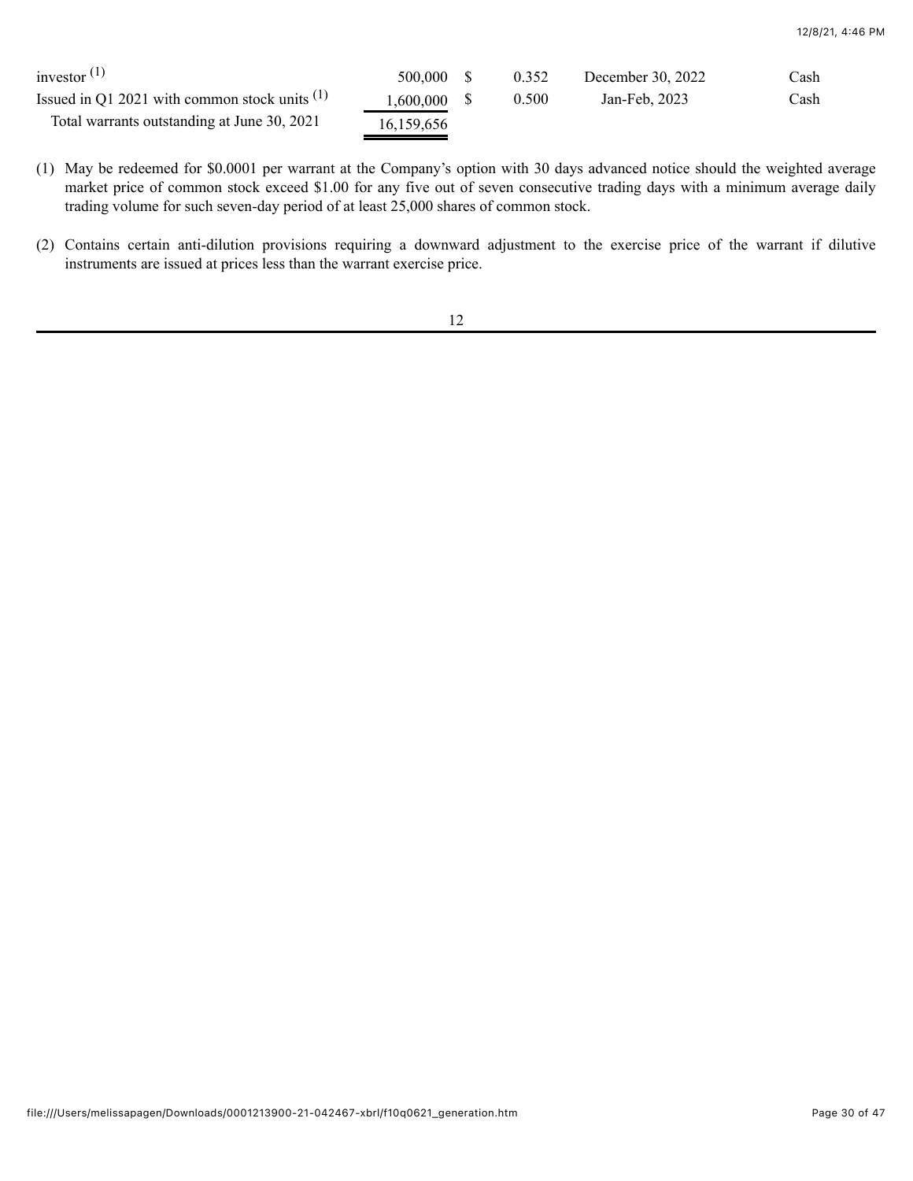| | | | | | |
|---|---|---|---|---|---|
| investor [1] | 500,000 | $ | 0.352 | December 30, 2022 | Cash |
| Issued in Q1 2021 with common stock units [1] | 1,600,000 | $ | 0.500 | Jan-Feb, 2023 | Cash |
| Total warrants outstanding at June 30, 2021 | 16,159,656 | | | | |

(1) May be redeemed for $0.0001 per warrant at the Company's option with 30 days advanced notice should the weighted average market price of common stock exceed $1.00 for any five out of seven consecutive trading days with a minimum average daily trading volume for such seven-day period of at least 25,000 shares of common stock.

(2) Contains certain anti-dilution provisions requiring a downward adjustment to the exercise price of the warrant if dilutive instruments are issued at prices less than the warrant exercise price.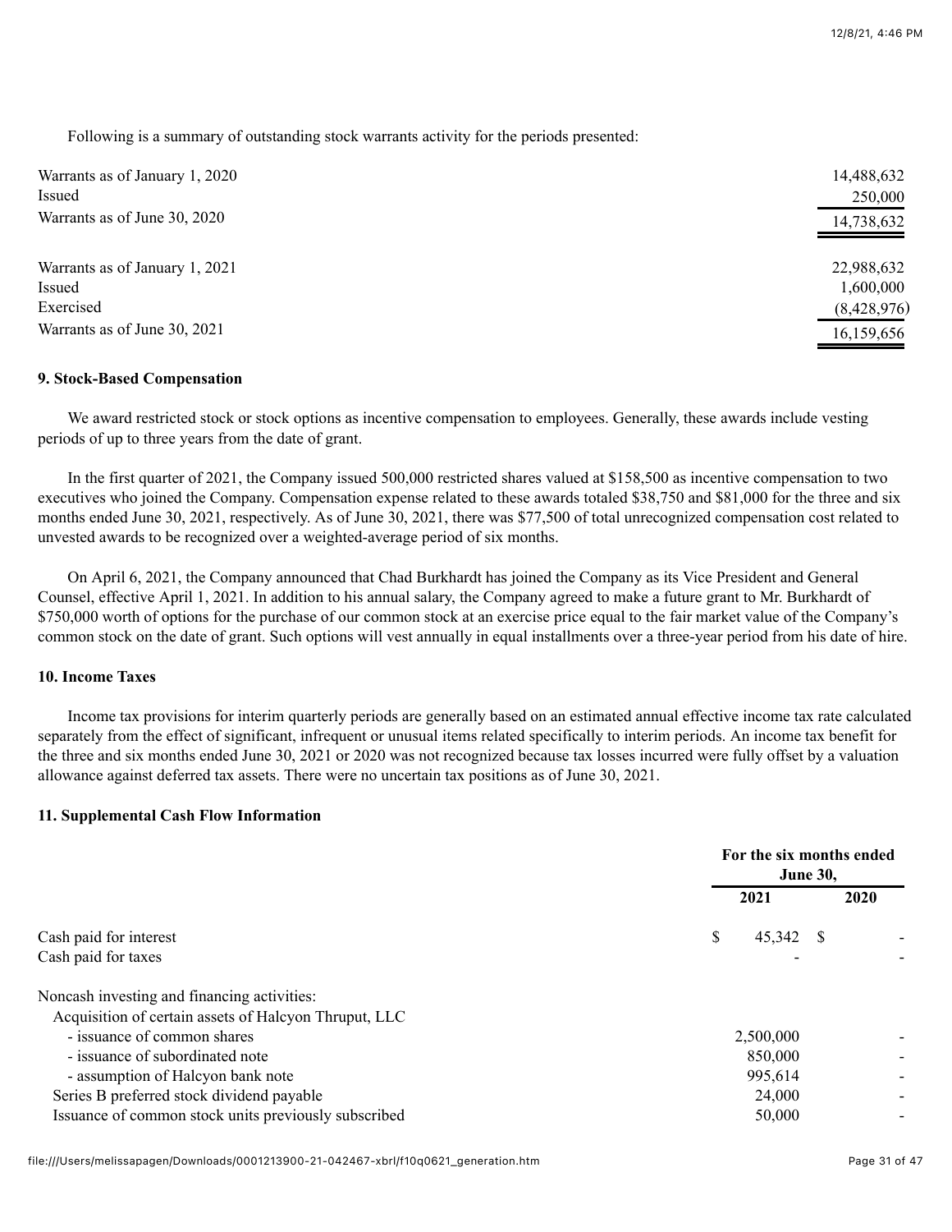Following is a summary of outstanding stock warrants activity for the periods presented:

| | |
|---|---|
| Warrants as of January 1, 2020 | 14,488,632 |
| Issued | 250,000 |
| Warrants as of June 30, 2020 | 14,738,632 |
| | |
| Warrants as of January 1, 2021 | 22,988,632 |
| Issued | 1,600,000 |
| Exercised | (8,428,976) |
| Warrants as of June 30, 2021 | 16,159,656 |

**9. Stock-Based Compensation**

We award restricted stock or stock options as incentive compensation to employees. Generally, these awards include vesting periods of up to three years from the date of grant.

In the first quarter of 2021, the Company issued 500,000 restricted shares valued at $158,500 as incentive compensation to two executives who joined the Company. Compensation expense related to these awards totaled $38,750 and $81,000 for the three and six months ended June 30, 2021, respectively. As of June 30, 2021, there was $77,500 of total unrecognized compensation cost related to unvested awards to be recognized over a weighted-average period of six months.

On April 6, 2021, the Company announced that Chad Burkhardt has joined the Company as its Vice President and General Counsel, effective April 1, 2021. In addition to his annual salary, the Company agreed to make a future grant to Mr. Burkhardt of $750,000 worth of options for the purchase of our common stock at an exercise price equal to the fair market value of the Company's common stock on the date of grant. Such options will vest annually in equal installments over a three-year period from his date of hire.

**10. Income Taxes**

Income tax provisions for interim quarterly periods are generally based on an estimated annual effective income tax rate calculated separately from the effect of significant, infrequent or unusual items related specifically to interim periods. An income tax benefit for the three and six months ended June 30, 2021 or 2020 was not recognized because tax losses incurred were fully offset by a valuation allowance against deferred tax assets. There were no uncertain tax positions as of June 30, 2021.

**11. Supplemental Cash Flow Information**

| | For the six months ended June 30, | |
|---|---|---|
| | **2021** | **2020** |
| Cash paid for interest | $ 45,342 | $ - |
| Cash paid for taxes | - | - |
| | | |
| Noncash investing and financing activities: | | |
| Acquisition of certain assets of Halcyon Thruput, LLC | | |
| - issuance of common shares | 2,500,000 | - |
| - issuance of subordinated note | 850,000 | - |
| - assumption of Halcyon bank note | 995,614 | - |
| Series B preferred stock dividend payable | 24,000 | - |
| Issuance of common stock units previously subscribed | 50,000 | - |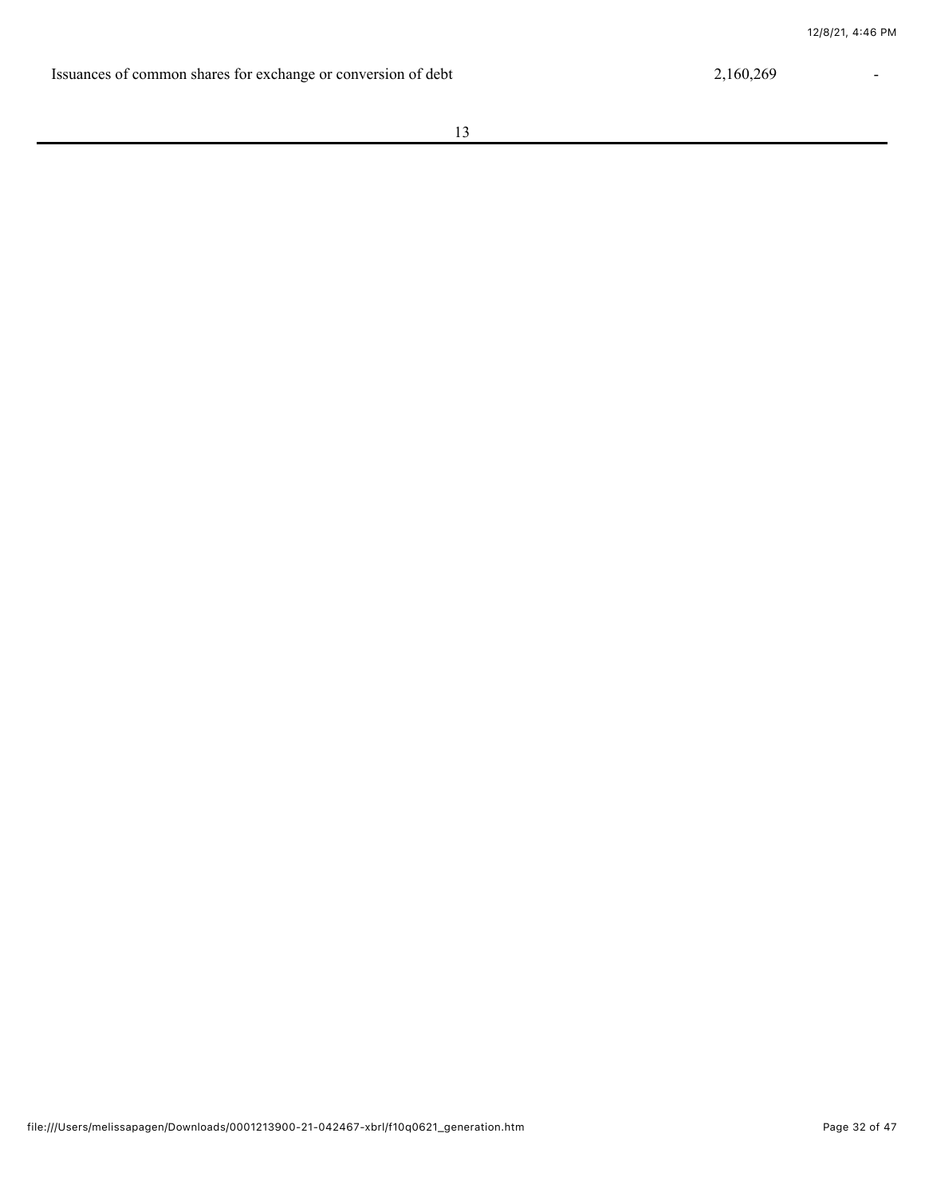| | | |
|---|---|---|
| Issuances of common shares for exchange or conversion of debt | 2,160,269 | - |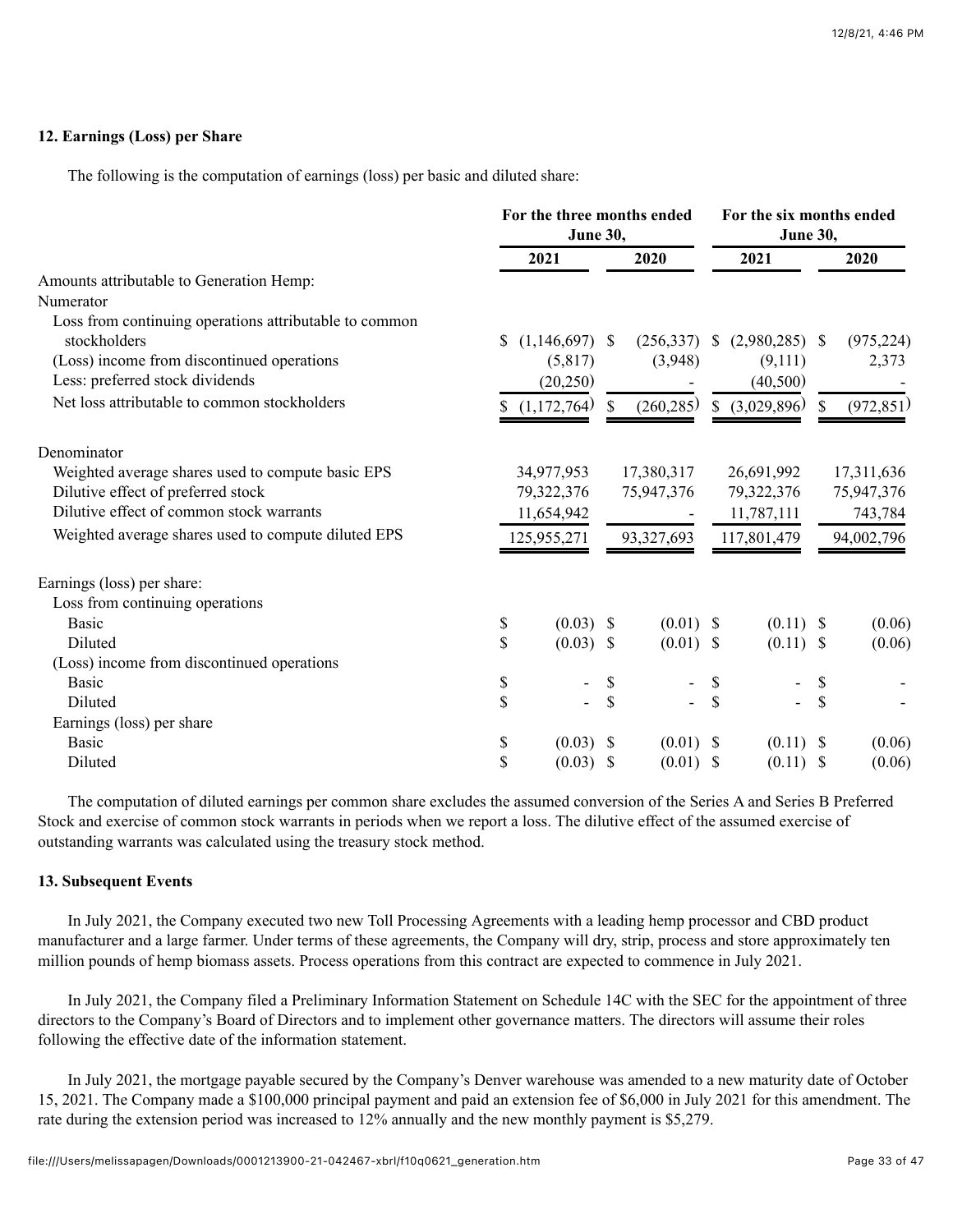### 12. Earnings (Loss) per Share

The following is the computation of earnings (loss) per basic and diluted share:

| | For the three months ended June 30, | | For the six months ended June 30, | |
|---|---|---|---|---|
| | 2021 | 2020 | 2021 | 2020 |
| Amounts attributable to Generation Hemp: | | | | |
| Numerator | | | | |
| Loss from continuing operations attributable to common stockholders | $ (1,146,697) | $ (256,337) | $ (2,980,285) | $ (975,224) |
| (Loss) income from discontinued operations | (5,817) | (3,948) | (9,111) | 2,373 |
| Less: preferred stock dividends | (20,250) | - | (40,500) | - |
| Net loss attributable to common stockholders | $ (1,172,764) | $ (260,285) | $ (3,029,896) | $ (972,851) |
| Denominator | | | | |
| Weighted average shares used to compute basic EPS | 34,977,953 | 17,380,317 | 26,691,992 | 17,311,636 |
| Dilutive effect of preferred stock | 79,322,376 | 75,947,376 | 79,322,376 | 75,947,376 |
| Dilutive effect of common stock warrants | 11,654,942 | - | 11,787,111 | 743,784 |
| Weighted average shares used to compute diluted EPS | 125,955,271 | 93,327,693 | 117,801,479 | 94,002,796 |
| Earnings (loss) per share: | | | | |
| Loss from continuing operations | | | | |
| Basic | $ (0.03) | $ (0.01) | $ (0.11) | $ (0.06) |
| Diluted | $ (0.03) | $ (0.01) | $ (0.11) | $ (0.06) |
| (Loss) income from discontinued operations | | | | |
| Basic | $ - | $ - | $ - | $ - |
| Diluted | $ - | $ - | $ - | $ - |
| Earnings (loss) per share | | | | |
| Basic | $ (0.03) | $ (0.01) | $ (0.11) | $ (0.06) |
| Diluted | $ (0.03) | $ (0.01) | $ (0.11) | $ (0.06) |

The computation of diluted earnings per common share excludes the assumed conversion of the Series A and Series B Preferred Stock and exercise of common stock warrants in periods when we report a loss. The dilutive effect of the assumed exercise of outstanding warrants was calculated using the treasury stock method.

### 13. Subsequent Events

In July 2021, the Company executed two new Toll Processing Agreements with a leading hemp processor and CBD product manufacturer and a large farmer. Under terms of these agreements, the Company will dry, strip, process and store approximately ten million pounds of hemp biomass assets. Process operations from this contract are expected to commence in July 2021.

In July 2021, the Company filed a Preliminary Information Statement on Schedule 14C with the SEC for the appointment of three directors to the Company's Board of Directors and to implement other governance matters. The directors will assume their roles following the effective date of the information statement.

In July 2021, the mortgage payable secured by the Company's Denver warehouse was amended to a new maturity date of October 15, 2021. The Company made a $100,000 principal payment and paid an extension fee of $6,000 in July 2021 for this amendment. The rate during the extension period was increased to 12% annually and the new monthly payment is $5,279.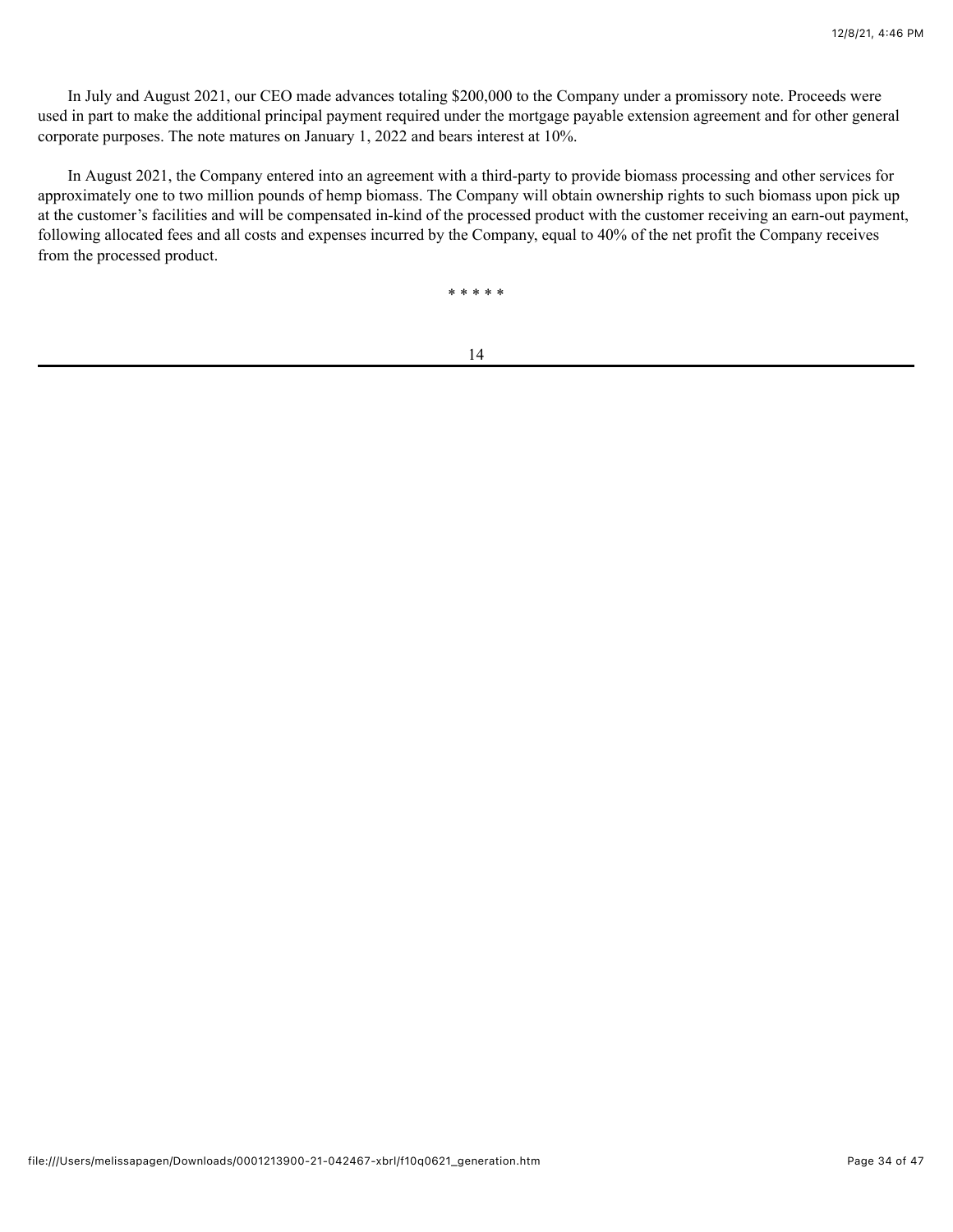In July and August 2021, our CEO made advances totaling $200,000 to the Company under a promissory note. Proceeds were used in part to make the additional principal payment required under the mortgage payable extension agreement and for other general corporate purposes. The note matures on January 1, 2022 and bears interest at 10%.

In August 2021, the Company entered into an agreement with a third-party to provide biomass processing and other services for approximately one to two million pounds of hemp biomass. The Company will obtain ownership rights to such biomass upon pick up at the customer's facilities and will be compensated in-kind of the processed product with the customer receiving an earn-out payment, following allocated fees and all costs and expenses incurred by the Company, equal to 40% of the net profit the Company receives from the processed product.

* * * * *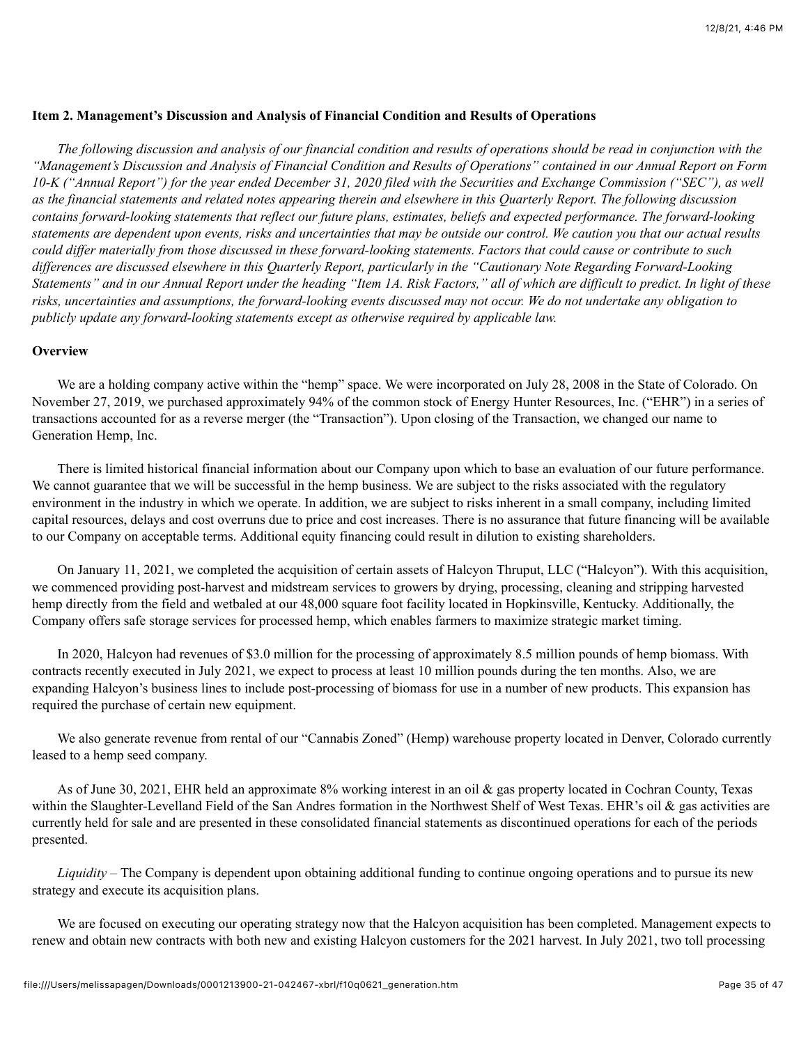**Item 2. Management's Discussion and Analysis of Financial Condition and Results of Operations**

*The following discussion and analysis of our financial condition and results of operations should be read in conjunction with the "Management's Discussion and Analysis of Financial Condition and Results of Operations" contained in our Annual Report on Form 10-K ("Annual Report") for the year ended December 31, 2020 filed with the Securities and Exchange Commission ("SEC"), as well as the financial statements and related notes appearing therein and elsewhere in this Quarterly Report. The following discussion contains forward-looking statements that reflect our future plans, estimates, beliefs and expected performance. The forward-looking statements are dependent upon events, risks and uncertainties that may be outside our control. We caution you that our actual results could differ materially from those discussed in these forward-looking statements. Factors that could cause or contribute to such differences are discussed elsewhere in this Quarterly Report, particularly in the "Cautionary Note Regarding Forward-Looking Statements" and in our Annual Report under the heading "Item 1A. Risk Factors," all of which are difficult to predict. In light of these risks, uncertainties and assumptions, the forward-looking events discussed may not occur. We do not undertake any obligation to publicly update any forward-looking statements except as otherwise required by applicable law.*

**Overview**

We are a holding company active within the "hemp" space. We were incorporated on July 28, 2008 in the State of Colorado. On November 27, 2019, we purchased approximately 94% of the common stock of Energy Hunter Resources, Inc. ("EHR") in a series of transactions accounted for as a reverse merger (the "Transaction"). Upon closing of the Transaction, we changed our name to Generation Hemp, Inc.

There is limited historical financial information about our Company upon which to base an evaluation of our future performance. We cannot guarantee that we will be successful in the hemp business. We are subject to the risks associated with the regulatory environment in the industry in which we operate. In addition, we are subject to risks inherent in a small company, including limited capital resources, delays and cost overruns due to price and cost increases. There is no assurance that future financing will be available to our Company on acceptable terms. Additional equity financing could result in dilution to existing shareholders.

On January 11, 2021, we completed the acquisition of certain assets of Halcyon Thruput, LLC ("Halcyon"). With this acquisition, we commenced providing post-harvest and midstream services to growers by drying, processing, cleaning and stripping harvested hemp directly from the field and wetbaled at our 48,000 square foot facility located in Hopkinsville, Kentucky. Additionally, the Company offers safe storage services for processed hemp, which enables farmers to maximize strategic market timing.

In 2020, Halcyon had revenues of $3.0 million for the processing of approximately 8.5 million pounds of hemp biomass. With contracts recently executed in July 2021, we expect to process at least 10 million pounds during the ten months. Also, we are expanding Halcyon's business lines to include post-processing of biomass for use in a number of new products. This expansion has required the purchase of certain new equipment.

We also generate revenue from rental of our "Cannabis Zoned" (Hemp) warehouse property located in Denver, Colorado currently leased to a hemp seed company.

As of June 30, 2021, EHR held an approximate 8% working interest in an oil & gas property located in Cochran County, Texas within the Slaughter-Levelland Field of the San Andres formation in the Northwest Shelf of West Texas. EHR's oil & gas activities are currently held for sale and are presented in these consolidated financial statements as discontinued operations for each of the periods presented.

*Liquidity* – The Company is dependent upon obtaining additional funding to continue ongoing operations and to pursue its new strategy and execute its acquisition plans.

We are focused on executing our operating strategy now that the Halcyon acquisition has been completed. Management expects to renew and obtain new contracts with both new and existing Halcyon customers for the 2021 harvest. In July 2021, two toll processing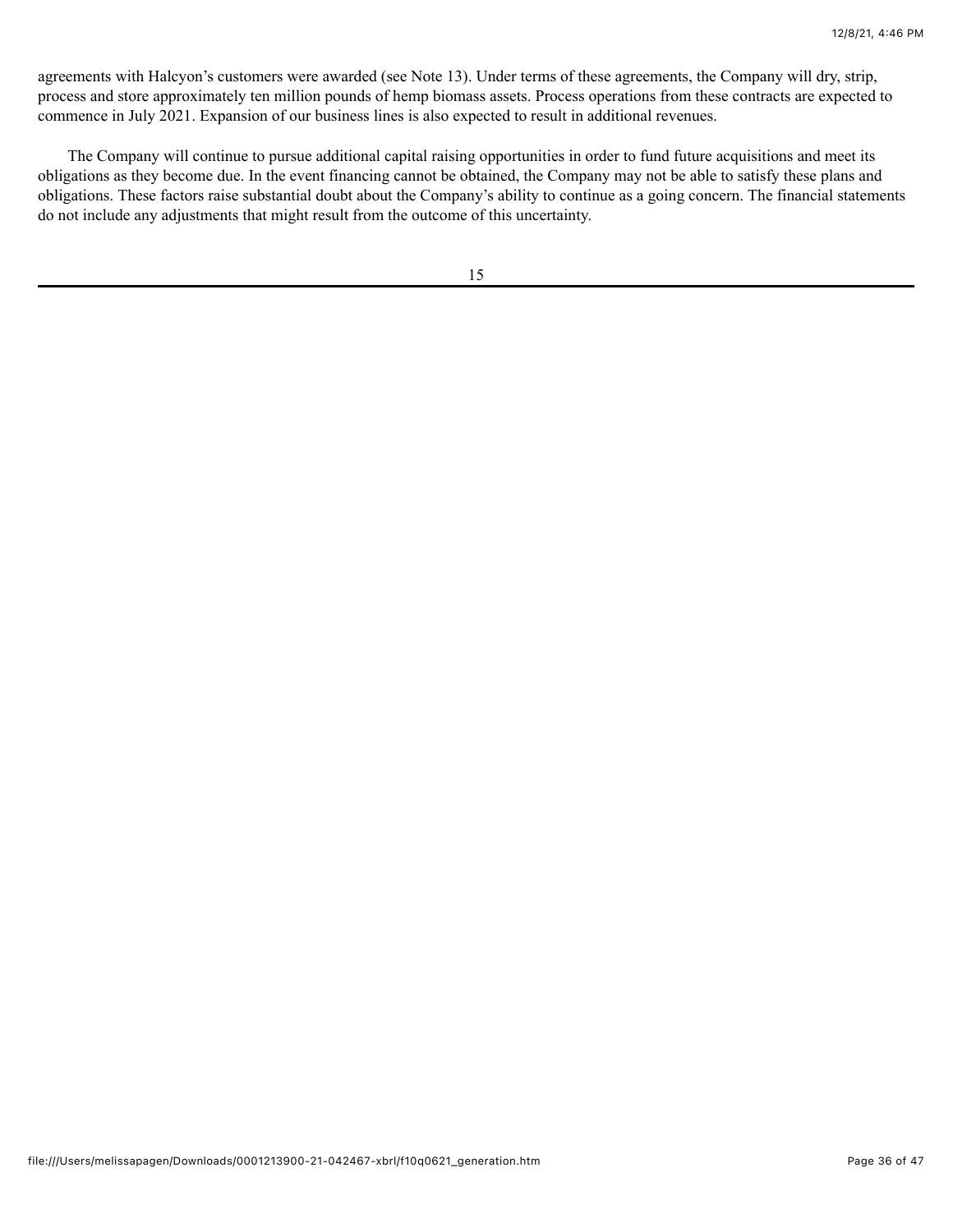agreements with Halcyon's customers were awarded (see Note 13). Under terms of these agreements, the Company will dry, strip, process and store approximately ten million pounds of hemp biomass assets. Process operations from these contracts are expected to commence in July 2021. Expansion of our business lines is also expected to result in additional revenues.

The Company will continue to pursue additional capital raising opportunities in order to fund future acquisitions and meet its obligations as they become due. In the event financing cannot be obtained, the Company may not be able to satisfy these plans and obligations. These factors raise substantial doubt about the Company's ability to continue as a going concern. The financial statements do not include any adjustments that might result from the outcome of this uncertainty.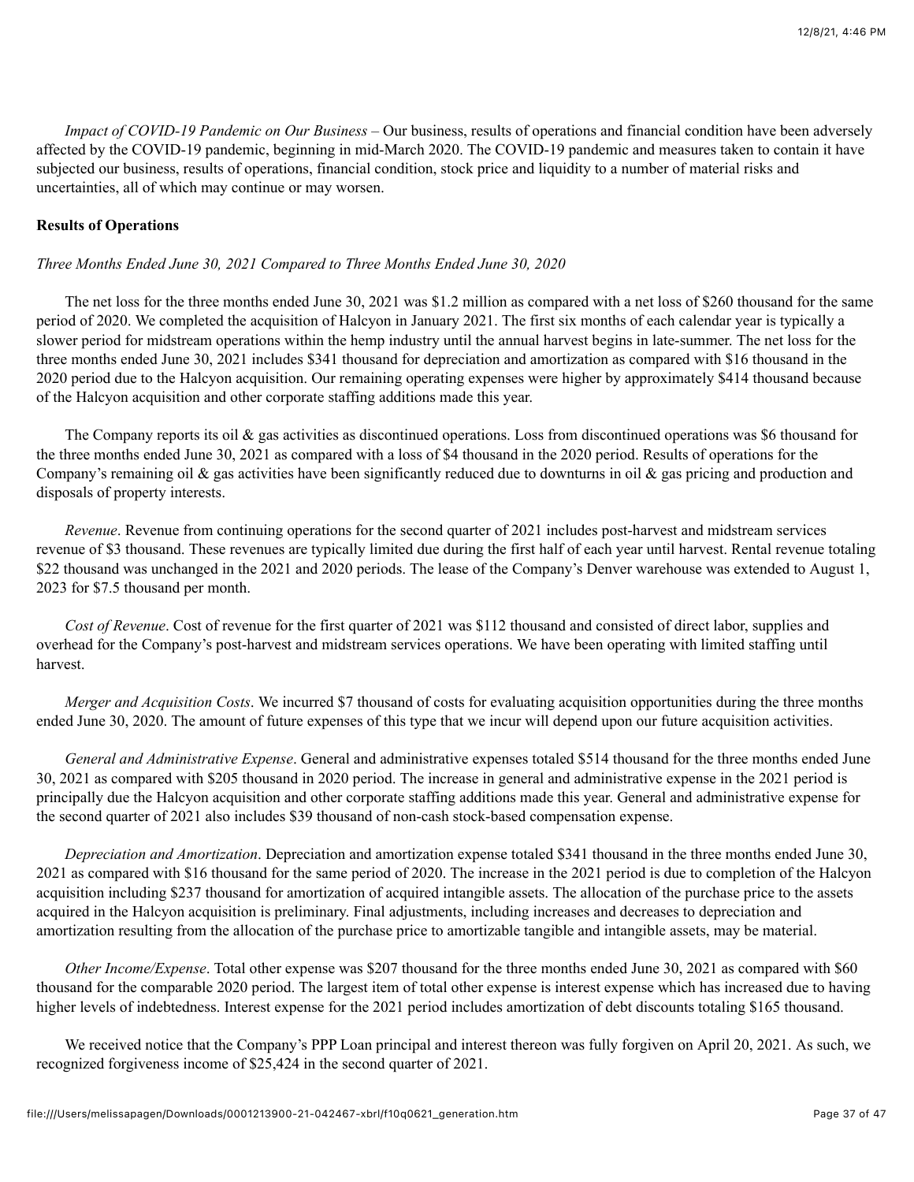*Impact of COVID-19 Pandemic on Our Business* – Our business, results of operations and financial condition have been adversely affected by the COVID-19 pandemic, beginning in mid-March 2020. The COVID-19 pandemic and measures taken to contain it have subjected our business, results of operations, financial condition, stock price and liquidity to a number of material risks and uncertainties, all of which may continue or may worsen.

**Results of Operations**

*Three Months Ended June 30, 2021 Compared to Three Months Ended June 30, 2020*

The net loss for the three months ended June 30, 2021 was $1.2 million as compared with a net loss of $260 thousand for the same period of 2020. We completed the acquisition of Halcyon in January 2021. The first six months of each calendar year is typically a slower period for midstream operations within the hemp industry until the annual harvest begins in late-summer. The net loss for the three months ended June 30, 2021 includes $341 thousand for depreciation and amortization as compared with $16 thousand in the 2020 period due to the Halcyon acquisition. Our remaining operating expenses were higher by approximately $414 thousand because of the Halcyon acquisition and other corporate staffing additions made this year.

The Company reports its oil & gas activities as discontinued operations. Loss from discontinued operations was $6 thousand for the three months ended June 30, 2021 as compared with a loss of $4 thousand in the 2020 period. Results of operations for the Company's remaining oil & gas activities have been significantly reduced due to downturns in oil & gas pricing and production and disposals of property interests.

*Revenue*. Revenue from continuing operations for the second quarter of 2021 includes post-harvest and midstream services revenue of $3 thousand. These revenues are typically limited due during the first half of each year until harvest. Rental revenue totaling $22 thousand was unchanged in the 2021 and 2020 periods. The lease of the Company's Denver warehouse was extended to August 1, 2023 for $7.5 thousand per month.

*Cost of Revenue*. Cost of revenue for the first quarter of 2021 was $112 thousand and consisted of direct labor, supplies and overhead for the Company's post-harvest and midstream services operations. We have been operating with limited staffing until harvest.

*Merger and Acquisition Costs*. We incurred $7 thousand of costs for evaluating acquisition opportunities during the three months ended June 30, 2020. The amount of future expenses of this type that we incur will depend upon our future acquisition activities.

*General and Administrative Expense*. General and administrative expenses totaled $514 thousand for the three months ended June 30, 2021 as compared with $205 thousand in 2020 period. The increase in general and administrative expense in the 2021 period is principally due the Halcyon acquisition and other corporate staffing additions made this year. General and administrative expense for the second quarter of 2021 also includes $39 thousand of non-cash stock-based compensation expense.

*Depreciation and Amortization*. Depreciation and amortization expense totaled $341 thousand in the three months ended June 30, 2021 as compared with $16 thousand for the same period of 2020. The increase in the 2021 period is due to completion of the Halcyon acquisition including $237 thousand for amortization of acquired intangible assets. The allocation of the purchase price to the assets acquired in the Halcyon acquisition is preliminary. Final adjustments, including increases and decreases to depreciation and amortization resulting from the allocation of the purchase price to amortizable tangible and intangible assets, may be material.

*Other Income/Expense*. Total other expense was $207 thousand for the three months ended June 30, 2021 as compared with $60 thousand for the comparable 2020 period. The largest item of total other expense is interest expense which has increased due to having higher levels of indebtedness. Interest expense for the 2021 period includes amortization of debt discounts totaling $165 thousand.

We received notice that the Company's PPP Loan principal and interest thereon was fully forgiven on April 20, 2021. As such, we recognized forgiveness income of $25,424 in the second quarter of 2021.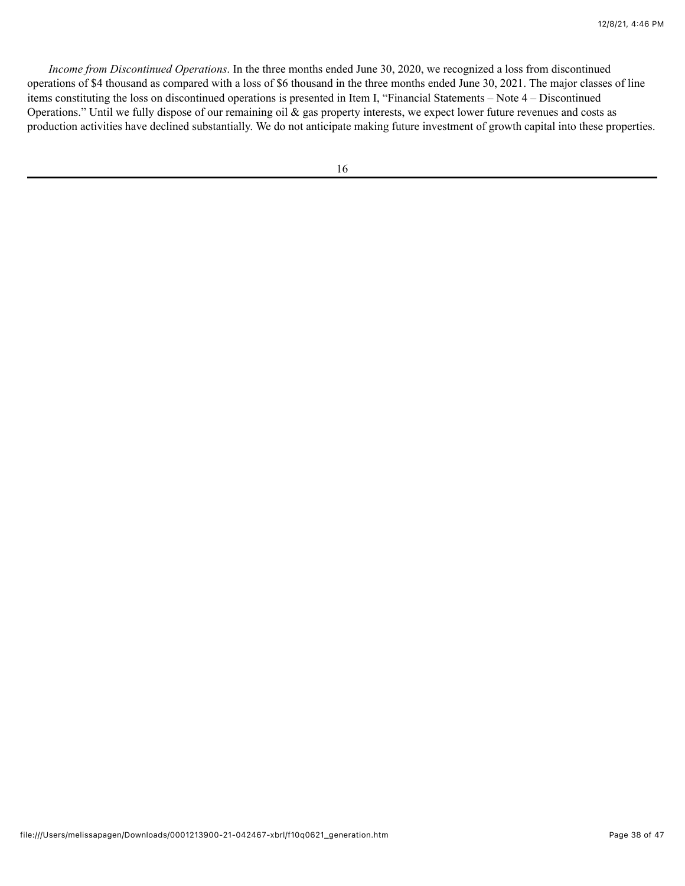*Income from Discontinued Operations*. In the three months ended June 30, 2020, we recognized a loss from discontinued operations of $4 thousand as compared with a loss of $6 thousand in the three months ended June 30, 2021. The major classes of line items constituting the loss on discontinued operations is presented in Item I, "Financial Statements – Note 4 – Discontinued Operations." Until we fully dispose of our remaining oil & gas property interests, we expect lower future revenues and costs as production activities have declined substantially. We do not anticipate making future investment of growth capital into these properties.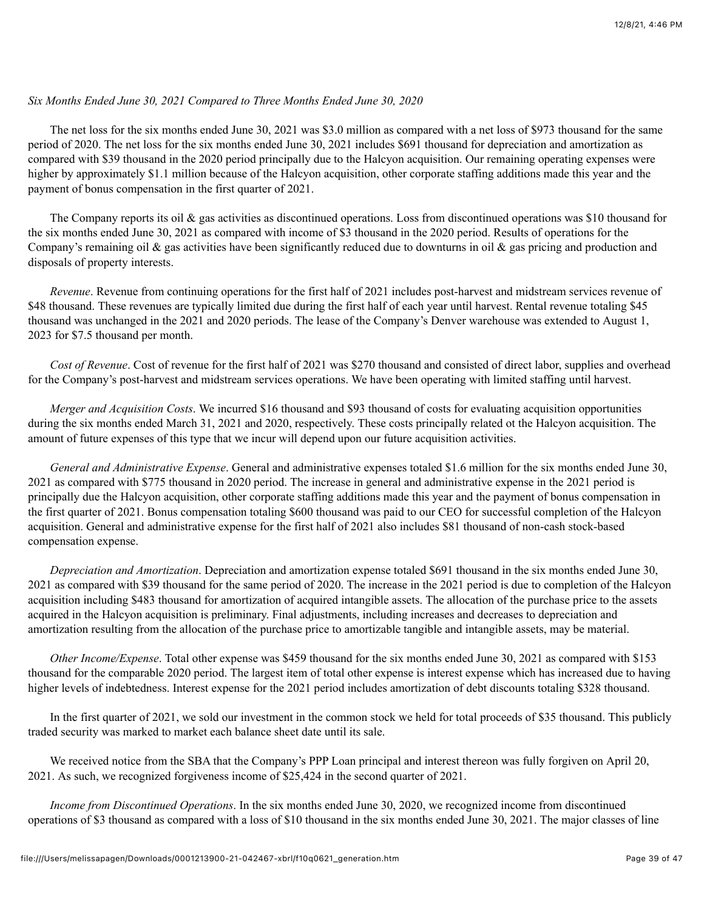*Six Months Ended June 30, 2021 Compared to Three Months Ended June 30, 2020*

The net loss for the six months ended June 30, 2021 was $3.0 million as compared with a net loss of $973 thousand for the same period of 2020. The net loss for the six months ended June 30, 2021 includes $691 thousand for depreciation and amortization as compared with $39 thousand in the 2020 period principally due to the Halcyon acquisition. Our remaining operating expenses were higher by approximately $1.1 million because of the Halcyon acquisition, other corporate staffing additions made this year and the payment of bonus compensation in the first quarter of 2021.

The Company reports its oil & gas activities as discontinued operations. Loss from discontinued operations was $10 thousand for the six months ended June 30, 2021 as compared with income of $3 thousand in the 2020 period. Results of operations for the Company's remaining oil & gas activities have been significantly reduced due to downturns in oil & gas pricing and production and disposals of property interests.

*Revenue*. Revenue from continuing operations for the first half of 2021 includes post-harvest and midstream services revenue of $48 thousand. These revenues are typically limited due during the first half of each year until harvest. Rental revenue totaling $45 thousand was unchanged in the 2021 and 2020 periods. The lease of the Company's Denver warehouse was extended to August 1, 2023 for $7.5 thousand per month.

*Cost of Revenue*. Cost of revenue for the first half of 2021 was $270 thousand and consisted of direct labor, supplies and overhead for the Company's post-harvest and midstream services operations. We have been operating with limited staffing until harvest.

*Merger and Acquisition Costs*. We incurred $16 thousand and $93 thousand of costs for evaluating acquisition opportunities during the six months ended March 31, 2021 and 2020, respectively. These costs principally related ot the Halcyon acquisition. The amount of future expenses of this type that we incur will depend upon our future acquisition activities.

*General and Administrative Expense*. General and administrative expenses totaled $1.6 million for the six months ended June 30, 2021 as compared with $775 thousand in 2020 period. The increase in general and administrative expense in the 2021 period is principally due the Halcyon acquisition, other corporate staffing additions made this year and the payment of bonus compensation in the first quarter of 2021. Bonus compensation totaling $600 thousand was paid to our CEO for successful completion of the Halcyon acquisition. General and administrative expense for the first half of 2021 also includes $81 thousand of non-cash stock-based compensation expense.

*Depreciation and Amortization*. Depreciation and amortization expense totaled $691 thousand in the six months ended June 30, 2021 as compared with $39 thousand for the same period of 2020. The increase in the 2021 period is due to completion of the Halcyon acquisition including $483 thousand for amortization of acquired intangible assets. The allocation of the purchase price to the assets acquired in the Halcyon acquisition is preliminary. Final adjustments, including increases and decreases to depreciation and amortization resulting from the allocation of the purchase price to amortizable tangible and intangible assets, may be material.

*Other Income/Expense*. Total other expense was $459 thousand for the six months ended June 30, 2021 as compared with $153 thousand for the comparable 2020 period. The largest item of total other expense is interest expense which has increased due to having higher levels of indebtedness. Interest expense for the 2021 period includes amortization of debt discounts totaling $328 thousand.

In the first quarter of 2021, we sold our investment in the common stock we held for total proceeds of $35 thousand. This publicly traded security was marked to market each balance sheet date until its sale.

We received notice from the SBA that the Company's PPP Loan principal and interest thereon was fully forgiven on April 20, 2021. As such, we recognized forgiveness income of $25,424 in the second quarter of 2021.

*Income from Discontinued Operations*. In the six months ended June 30, 2020, we recognized income from discontinued operations of $3 thousand as compared with a loss of $10 thousand in the six months ended June 30, 2021. The major classes of line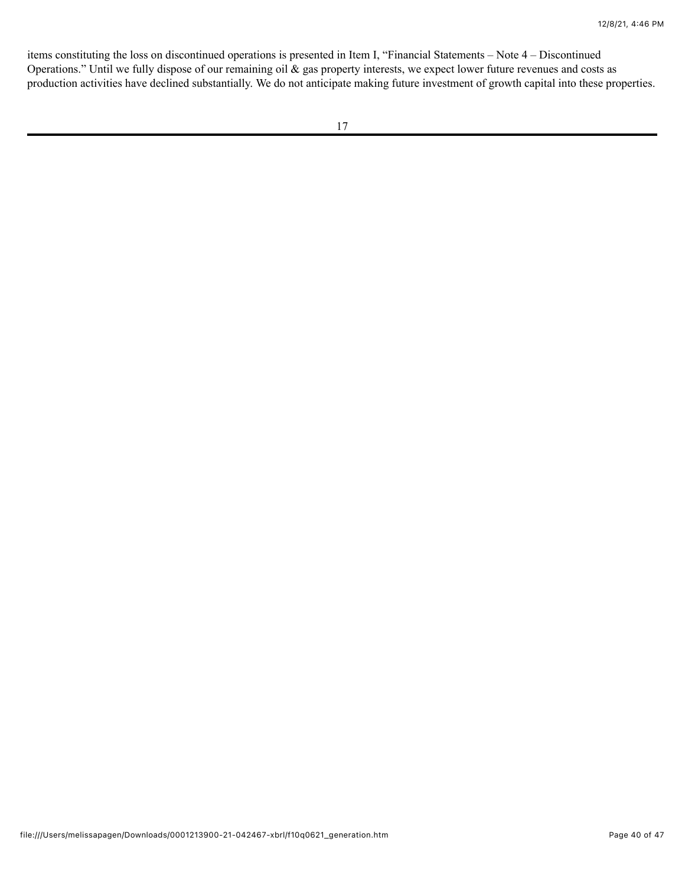items constituting the loss on discontinued operations is presented in Item I, "Financial Statements – Note 4 – Discontinued Operations." Until we fully dispose of our remaining oil & gas property interests, we expect lower future revenues and costs as production activities have declined substantially. We do not anticipate making future investment of growth capital into these properties.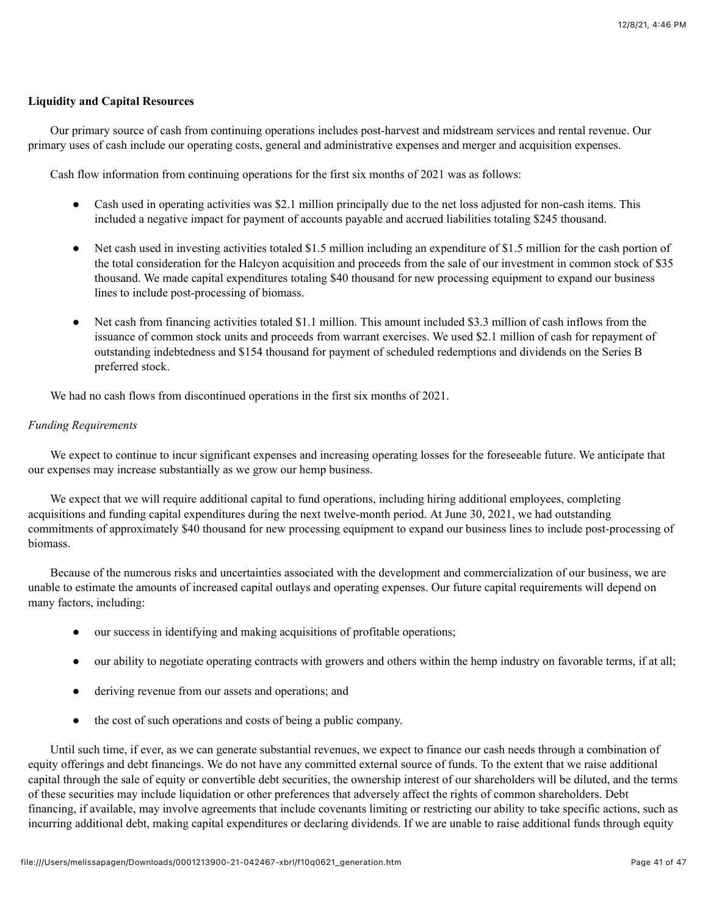**Liquidity and Capital Resources**

Our primary source of cash from continuing operations includes post-harvest and midstream services and rental revenue. Our primary uses of cash include our operating costs, general and administrative expenses and merger and acquisition expenses.

Cash flow information from continuing operations for the first six months of 2021 was as follows:

- Cash used in operating activities was $2.1 million principally due to the net loss adjusted for non-cash items. This included a negative impact for payment of accounts payable and accrued liabilities totaling $245 thousand.
- Net cash used in investing activities totaled $1.5 million including an expenditure of $1.5 million for the cash portion of the total consideration for the Halcyon acquisition and proceeds from the sale of our investment in common stock of $35 thousand. We made capital expenditures totaling $40 thousand for new processing equipment to expand our business lines to include post-processing of biomass.
- Net cash from financing activities totaled $1.1 million. This amount included $3.3 million of cash inflows from the issuance of common stock units and proceeds from warrant exercises. We used $2.1 million of cash for repayment of outstanding indebtedness and $154 thousand for payment of scheduled redemptions and dividends on the Series B preferred stock.

We had no cash flows from discontinued operations in the first six months of 2021.

*Funding Requirements*

We expect to continue to incur significant expenses and increasing operating losses for the foreseeable future. We anticipate that our expenses may increase substantially as we grow our hemp business.

We expect that we will require additional capital to fund operations, including hiring additional employees, completing acquisitions and funding capital expenditures during the next twelve-month period. At June 30, 2021, we had outstanding commitments of approximately $40 thousand for new processing equipment to expand our business lines to include post-processing of biomass.

Because of the numerous risks and uncertainties associated with the development and commercialization of our business, we are unable to estimate the amounts of increased capital outlays and operating expenses. Our future capital requirements will depend on many factors, including:

- our success in identifying and making acquisitions of profitable operations;
- our ability to negotiate operating contracts with growers and others within the hemp industry on favorable terms, if at all;
- deriving revenue from our assets and operations; and
- the cost of such operations and costs of being a public company.

Until such time, if ever, as we can generate substantial revenues, we expect to finance our cash needs through a combination of equity offerings and debt financings. We do not have any committed external source of funds. To the extent that we raise additional capital through the sale of equity or convertible debt securities, the ownership interest of our shareholders will be diluted, and the terms of these securities may include liquidation or other preferences that adversely affect the rights of common shareholders. Debt financing, if available, may involve agreements that include covenants limiting or restricting our ability to take specific actions, such as incurring additional debt, making capital expenditures or declaring dividends. If we are unable to raise additional funds through equity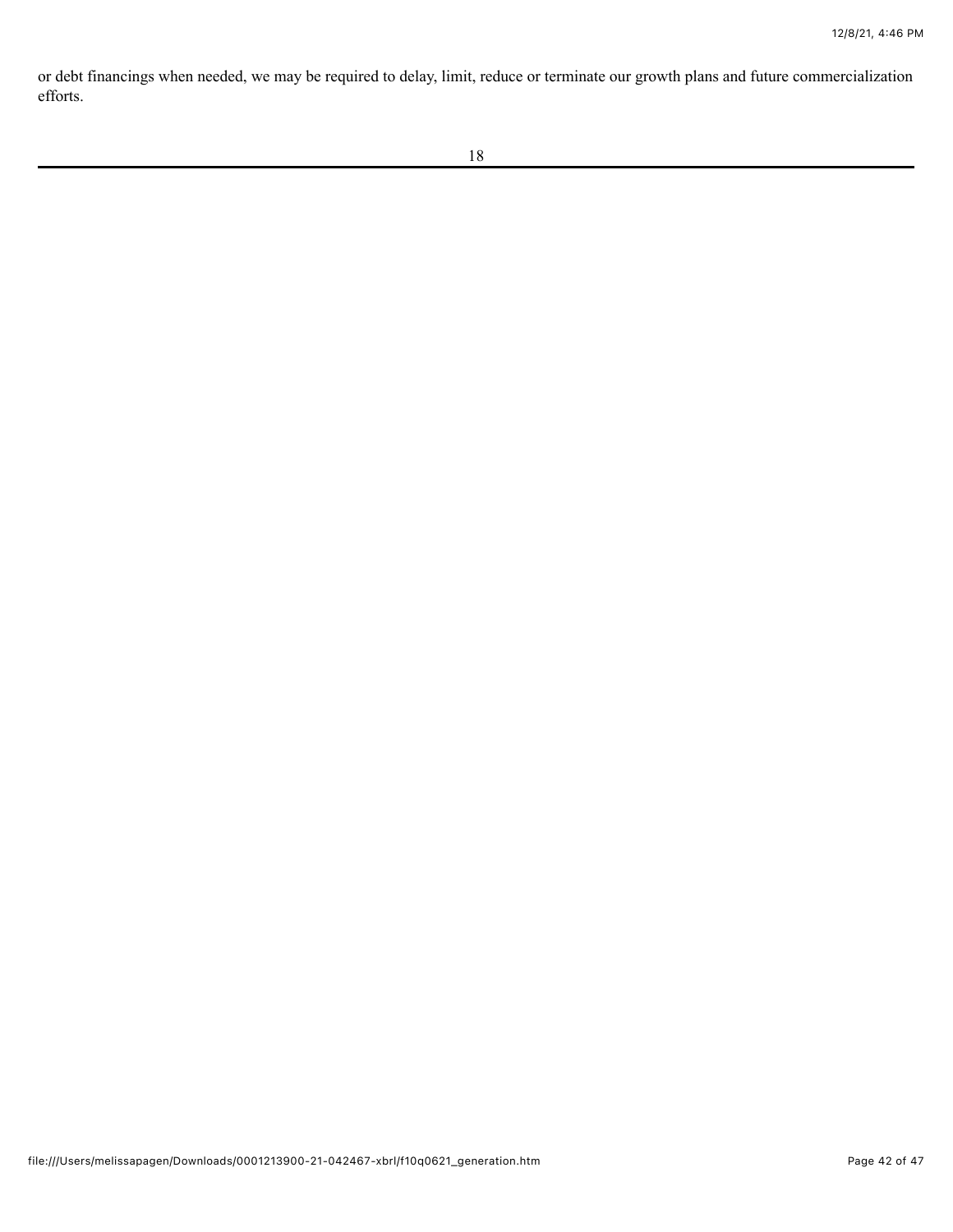or debt financings when needed, we may be required to delay, limit, reduce or terminate our growth plans and future commercialization efforts.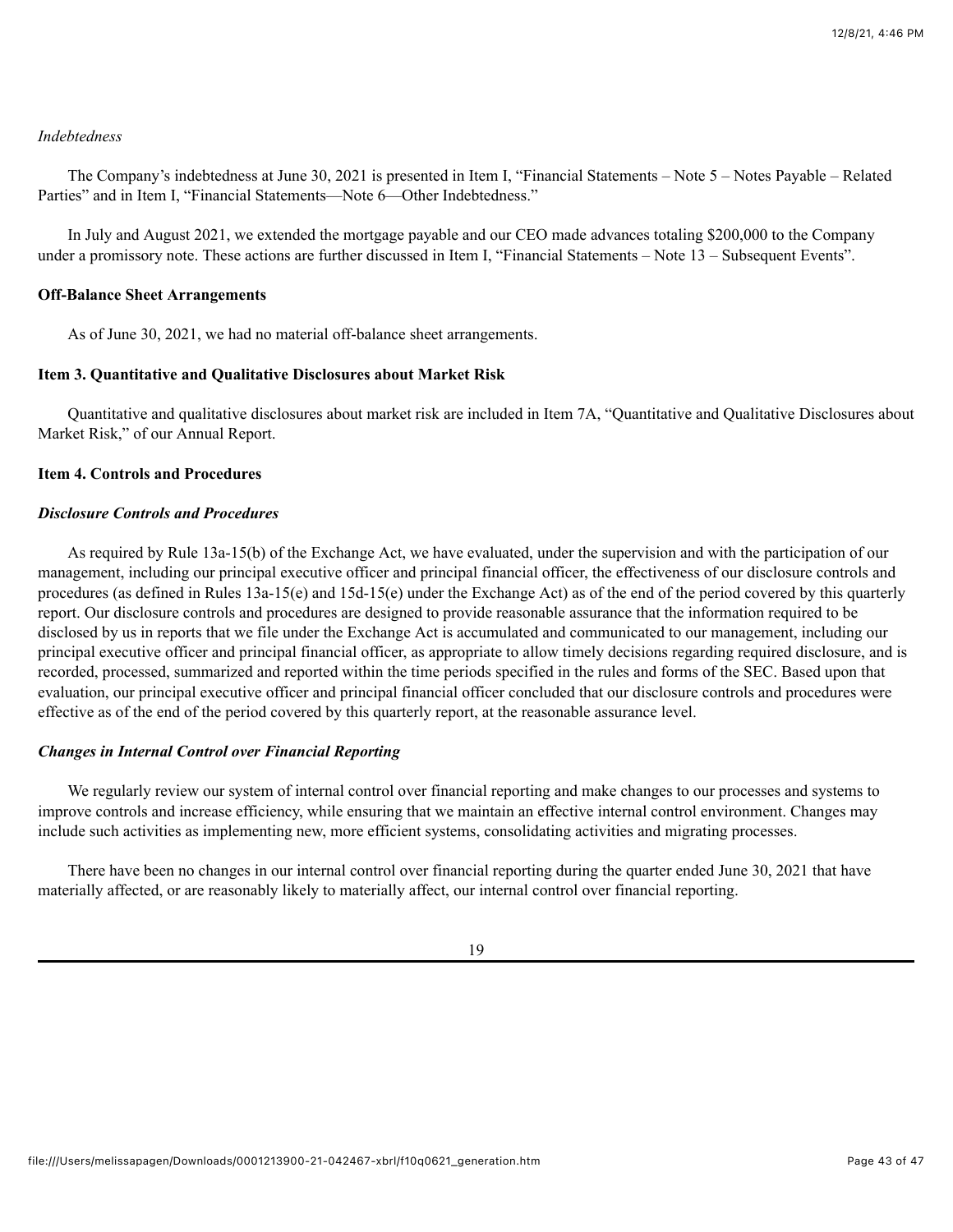*Indebtedness*

The Company's indebtedness at June 30, 2021 is presented in Item I, "Financial Statements – Note 5 – Notes Payable – Related Parties" and in Item I, "Financial Statements—Note 6—Other Indebtedness."

In July and August 2021, we extended the mortgage payable and our CEO made advances totaling $200,000 to the Company under a promissory note. These actions are further discussed in Item I, "Financial Statements – Note 13 – Subsequent Events".

**Off-Balance Sheet Arrangements**

As of June 30, 2021, we had no material off-balance sheet arrangements.

**Item 3. Quantitative and Qualitative Disclosures about Market Risk**

Quantitative and qualitative disclosures about market risk are included in Item 7A, "Quantitative and Qualitative Disclosures about Market Risk," of our Annual Report.

**Item 4. Controls and Procedures**

***Disclosure Controls and Procedures***

As required by Rule 13a-15(b) of the Exchange Act, we have evaluated, under the supervision and with the participation of our management, including our principal executive officer and principal financial officer, the effectiveness of our disclosure controls and procedures (as defined in Rules 13a-15(e) and 15d-15(e) under the Exchange Act) as of the end of the period covered by this quarterly report. Our disclosure controls and procedures are designed to provide reasonable assurance that the information required to be disclosed by us in reports that we file under the Exchange Act is accumulated and communicated to our management, including our principal executive officer and principal financial officer, as appropriate to allow timely decisions regarding required disclosure, and is recorded, processed, summarized and reported within the time periods specified in the rules and forms of the SEC. Based upon that evaluation, our principal executive officer and principal financial officer concluded that our disclosure controls and procedures were effective as of the end of the period covered by this quarterly report, at the reasonable assurance level.

***Changes in Internal Control over Financial Reporting***

We regularly review our system of internal control over financial reporting and make changes to our processes and systems to improve controls and increase efficiency, while ensuring that we maintain an effective internal control environment. Changes may include such activities as implementing new, more efficient systems, consolidating activities and migrating processes.

There have been no changes in our internal control over financial reporting during the quarter ended June 30, 2021 that have materially affected, or are reasonably likely to materially affect, our internal control over financial reporting.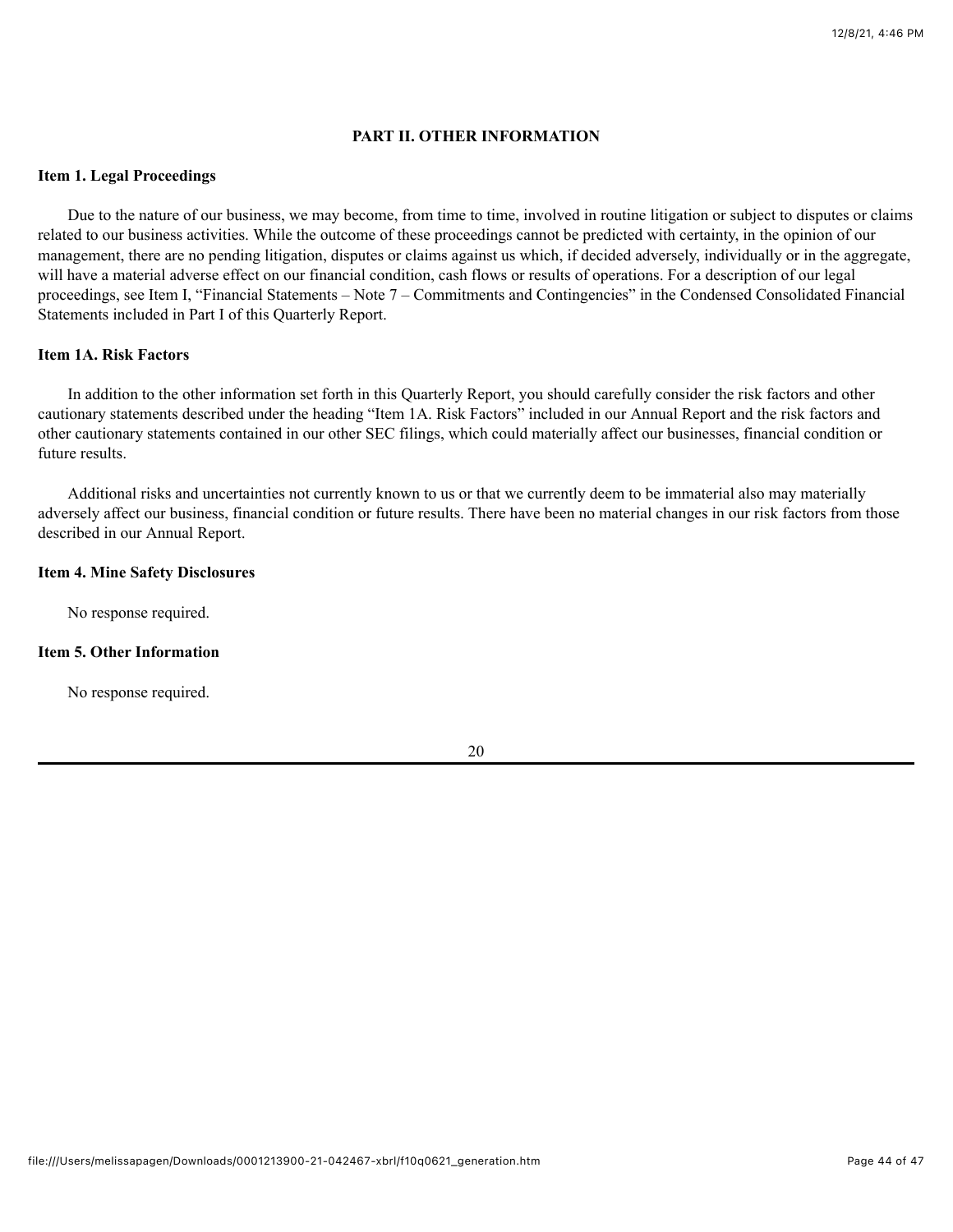## PART II. OTHER INFORMATION

### Item 1. Legal Proceedings

Due to the nature of our business, we may become, from time to time, involved in routine litigation or subject to disputes or claims related to our business activities. While the outcome of these proceedings cannot be predicted with certainty, in the opinion of our management, there are no pending litigation, disputes or claims against us which, if decided adversely, individually or in the aggregate, will have a material adverse effect on our financial condition, cash flows or results of operations. For a description of our legal proceedings, see Item I, "Financial Statements – Note 7 – Commitments and Contingencies" in the Condensed Consolidated Financial Statements included in Part I of this Quarterly Report.

### Item 1A. Risk Factors

In addition to the other information set forth in this Quarterly Report, you should carefully consider the risk factors and other cautionary statements described under the heading "Item 1A. Risk Factors" included in our Annual Report and the risk factors and other cautionary statements contained in our other SEC filings, which could materially affect our businesses, financial condition or future results.

Additional risks and uncertainties not currently known to us or that we currently deem to be immaterial also may materially adversely affect our business, financial condition or future results. There have been no material changes in our risk factors from those described in our Annual Report.

### Item 4. Mine Safety Disclosures

No response required.

### Item 5. Other Information

No response required.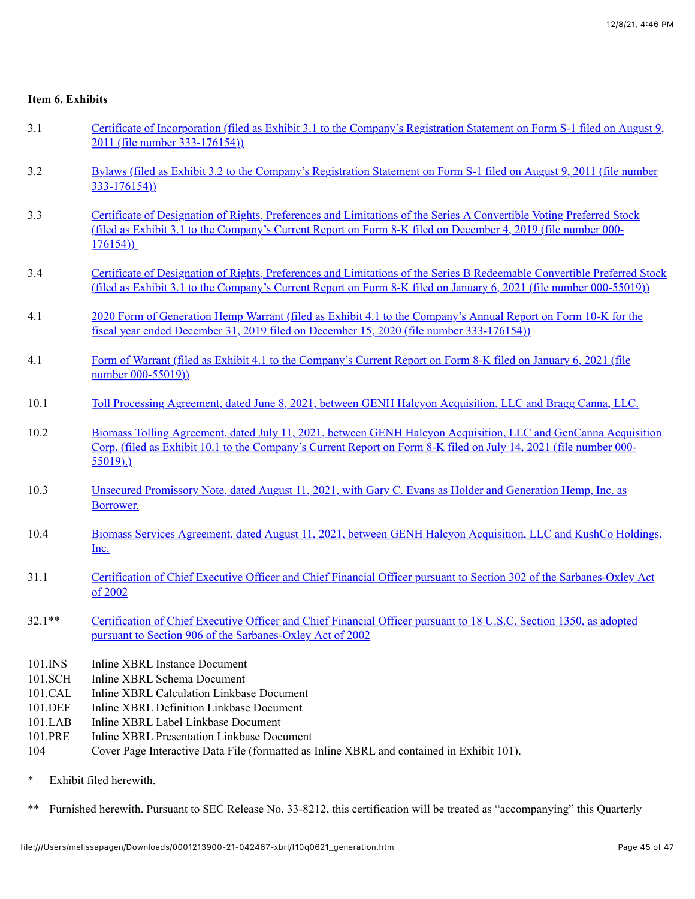**Item 6. Exhibits**

| | |
|---|---|
| 3.1 | Certificate of Incorporation (filed as Exhibit 3.1 to the Company's Registration Statement on Form S-1 filed on August 9, 2011 (file number 333-176154)) |
| 3.2 | Bylaws (filed as Exhibit 3.2 to the Company's Registration Statement on Form S-1 filed on August 9, 2011 (file number 333-176154)) |
| 3.3 | Certificate of Designation of Rights, Preferences and Limitations of the Series A Convertible Voting Preferred Stock (filed as Exhibit 3.1 to the Company's Current Report on Form 8-K filed on December 4, 2019 (file number 000-176154)) |
| 3.4 | Certificate of Designation of Rights, Preferences and Limitations of the Series B Redeemable Convertible Preferred Stock (filed as Exhibit 3.1 to the Company's Current Report on Form 8-K filed on January 6, 2021 (file number 000-55019)) |
| 4.1 | 2020 Form of Generation Hemp Warrant (filed as Exhibit 4.1 to the Company's Annual Report on Form 10-K for the fiscal year ended December 31, 2019 filed on December 15, 2020 (file number 333-176154)) |
| 4.1 | Form of Warrant (filed as Exhibit 4.1 to the Company's Current Report on Form 8-K filed on January 6, 2021 (file number 000-55019)) |
| 10.1 | Toll Processing Agreement, dated June 8, 2021, between GENH Halcyon Acquisition, LLC and Bragg Canna, LLC. |
| 10.2 | Biomass Tolling Agreement, dated July 11, 2021, between GENH Halcyon Acquisition, LLC and GenCanna Acquisition Corp. (filed as Exhibit 10.1 to the Company's Current Report on Form 8-K filed on July 14, 2021 (file number 000-55019).) |
| 10.3 | Unsecured Promissory Note, dated August 11, 2021, with Gary C. Evans as Holder and Generation Hemp, Inc. as Borrower. |
| 10.4 | Biomass Services Agreement, dated August 11, 2021, between GENH Halcyon Acquisition, LLC and KushCo Holdings, Inc. |
| 31.1 | Certification of Chief Executive Officer and Chief Financial Officer pursuant to Section 302 of the Sarbanes-Oxley Act of 2002 |
| 32.1** | Certification of Chief Executive Officer and Chief Financial Officer pursuant to 18 U.S.C. Section 1350, as adopted pursuant to Section 906 of the Sarbanes-Oxley Act of 2002 |
| 101.INS | Inline XBRL Instance Document |
| 101.SCH | Inline XBRL Schema Document |
| 101.CAL | Inline XBRL Calculation Linkbase Document |
| 101.DEF | Inline XBRL Definition Linkbase Document |
| 101.LAB | Inline XBRL Label Linkbase Document |
| 101.PRE | Inline XBRL Presentation Linkbase Document |
| 104 | Cover Page Interactive Data File (formatted as Inline XBRL and contained in Exhibit 101). |

\* Exhibit filed herewith.

** Furnished herewith. Pursuant to SEC Release No. 33-8212, this certification will be treated as "accompanying" this Quarterly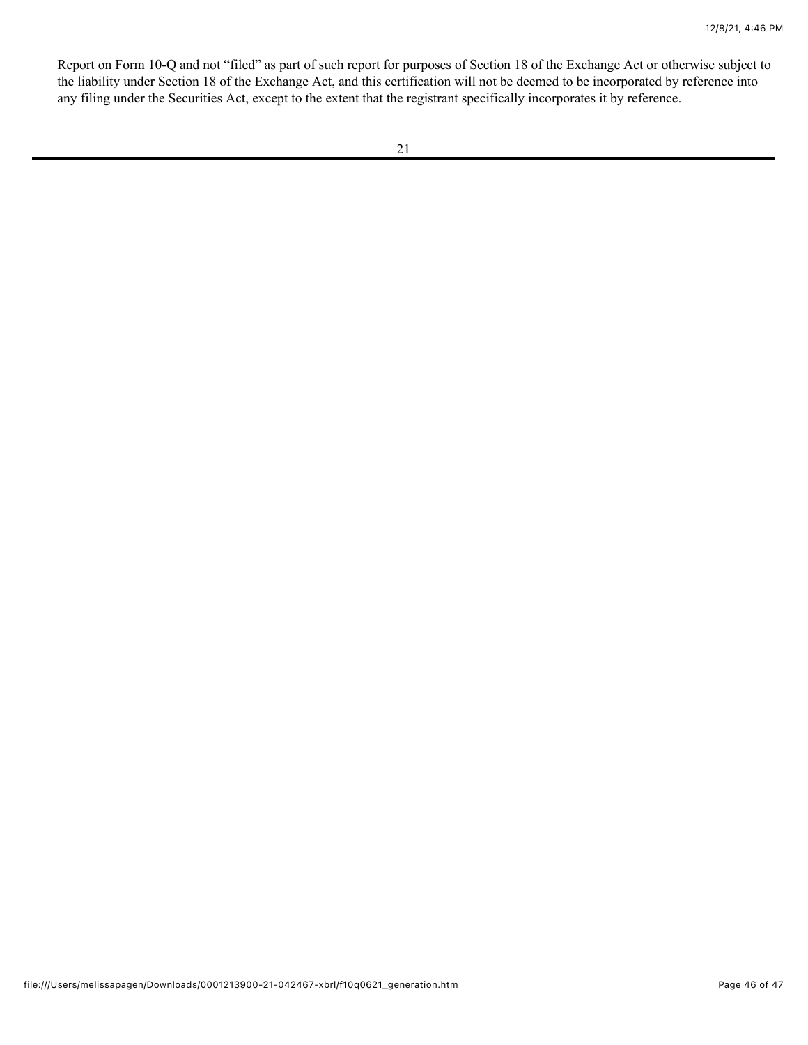Report on Form 10-Q and not "filed" as part of such report for purposes of Section 18 of the Exchange Act or otherwise subject to the liability under Section 18 of the Exchange Act, and this certification will not be deemed to be incorporated by reference into any filing under the Securities Act, except to the extent that the registrant specifically incorporates it by reference.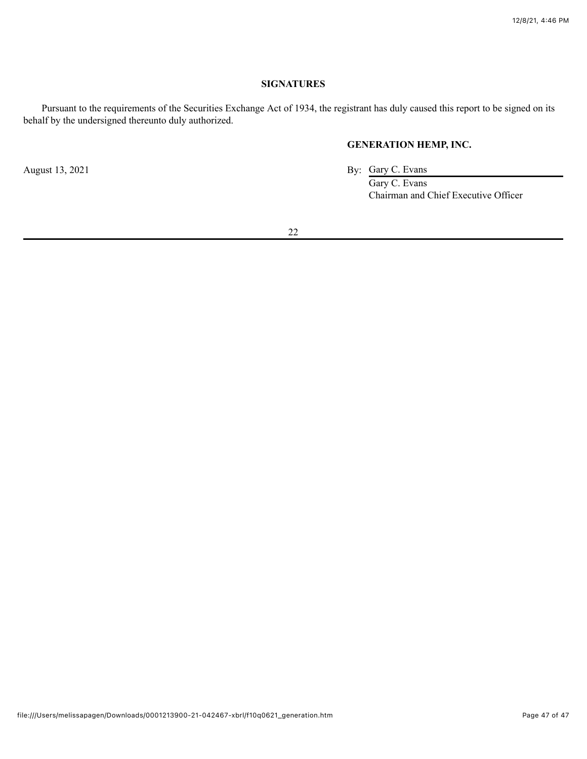## SIGNATURES

Pursuant to the requirements of the Securities Exchange Act of 1934, the registrant has duly caused this report to be signed on its behalf by the undersigned thereunto duly authorized.

**GENERATION HEMP, INC.**

August 13, 2021

By: Gary C. Evans

Gary C. Evans
Chairman and Chief Executive Officer